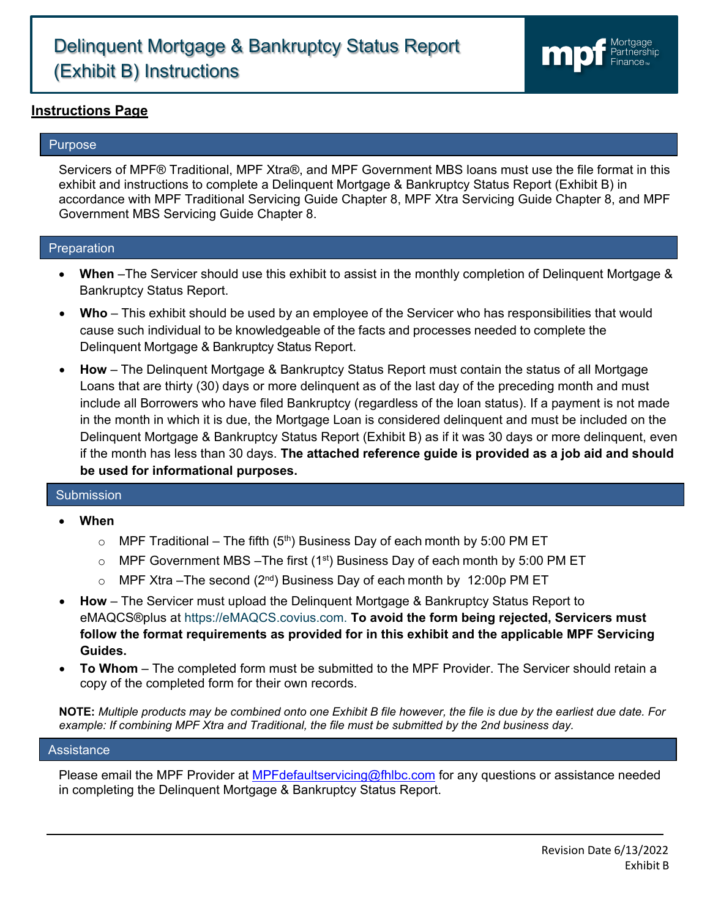# Delinquent Mortgage & Bankruptcy Status Report (Exhibit B) Instructions

mpf Mortgage Partnership Finance™

## Instructions Page

### Purpose

Servicers of MPF® Traditional, MPF Xtra®, and MPF Government MBS loans must use the file format in this exhibit and instructions to complete a Delinquent Mortgage & Bankruptcy Status Report (Exhibit B) in accordance with MPF Traditional Servicing Guide Chapter 8, MPF Xtra Servicing Guide Chapter 8, and MPF Government MBS Servicing Guide Chapter 8.

### Preparation

- **When** –The Servicer should use this exhibit to assist in the monthly completion of Delinquent Mortgage & Bankruptcy Status Report.
- **Who** – This exhibit should be used by an employee of the Servicer who has responsibilities that would cause such individual to be knowledgeable of the facts and processes needed to complete the Delinquent Mortgage & Bankruptcy Status Report.
- **How** – The Delinquent Mortgage & Bankruptcy Status Report must contain the status of all Mortgage Loans that are thirty (30) days or more delinquent as of the last day of the preceding month and must include all Borrowers who have filed Bankruptcy (regardless of the loan status). If a payment is not made in the month in which it is due, the Mortgage Loan is considered delinquent and must be included on the Delinquent Mortgage & Bankruptcy Status Report (Exhibit B) as if it was 30 days or more delinquent, even if the month has less than 30 days. **The attached reference guide is provided as a job aid and should be used for informational purposes.**

### Submission

- **When**
  - MPF Traditional – The fifth (5th) Business Day of each month by 5:00 PM ET
  - MPF Government MBS –The first (1st) Business Day of each month by 5:00 PM ET
  - MPF Xtra –The second (2nd) Business Day of each month by 12:00p PM ET
- **How** – The Servicer must upload the Delinquent Mortgage & Bankruptcy Status Report to eMAQCS®plus at https://eMAQCS.covius.com. **To avoid the form being rejected, Servicers must follow the format requirements as provided for in this exhibit and the applicable MPF Servicing Guides.**
- **To Whom** – The completed form must be submitted to the MPF Provider. The Servicer should retain a copy of the completed form for their own records.

**NOTE:** *Multiple products may be combined onto one Exhibit B file however, the file is due by the earliest due date. For example: If combining MPF Xtra and Traditional, the file must be submitted by the 2nd business day.*

### Assistance

Please email the MPF Provider at MPFdefaultservicing@fhlbc.com for any questions or assistance needed in completing the Delinquent Mortgage & Bankruptcy Status Report.

Revision Date 6/13/2022
Exhibit B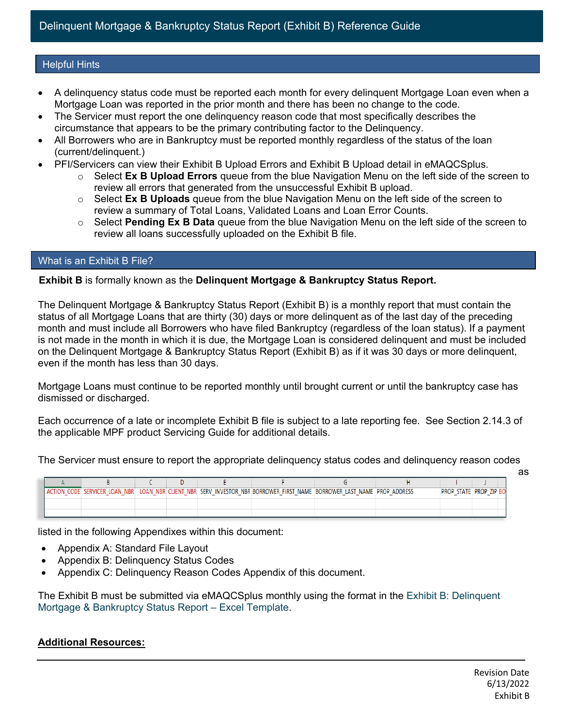# Delinquent Mortgage & Bankruptcy Status Report (Exhibit B) Reference Guide

## Helpful Hints

- A delinquency status code must be reported each month for every delinquent Mortgage Loan even when a Mortgage Loan was reported in the prior month and there has been no change to the code.
- The Servicer must report the one delinquency reason code that most specifically describes the circumstance that appears to be the primary contributing factor to the Delinquency.
- All Borrowers who are in Bankruptcy must be reported monthly regardless of the status of the loan (current/delinquent.)
- PFI/Servicers can view their Exhibit B Upload Errors and Exhibit B Upload detail in eMAQCSplus.
  - Select **Ex B Upload Errors** queue from the blue Navigation Menu on the left side of the screen to review all errors that generated from the unsuccessful Exhibit B upload.
  - Select **Ex B Uploads** queue from the blue Navigation Menu on the left side of the screen to review a summary of Total Loans, Validated Loans and Loan Error Counts.
  - Select **Pending Ex B Data** queue from the blue Navigation Menu on the left side of the screen to review all loans successfully uploaded on the Exhibit B file.

## What is an Exhibit B File?

**Exhibit B** is formally known as the **Delinquent Mortgage & Bankruptcy Status Report.**

The Delinquent Mortgage & Bankruptcy Status Report (Exhibit B) is a monthly report that must contain the status of all Mortgage Loans that are thirty (30) days or more delinquent as of the last day of the preceding month and must include all Borrowers who have filed Bankruptcy (regardless of the loan status). If a payment is not made in the month in which it is due, the Mortgage Loan is considered delinquent and must be included on the Delinquent Mortgage & Bankruptcy Status Report (Exhibit B) as if it was 30 days or more delinquent, even if the month has less than 30 days.

Mortgage Loans must continue to be reported monthly until brought current or until the bankruptcy case has dismissed or discharged.

Each occurrence of a late or incomplete Exhibit B file is subject to a late reporting fee. See Section 2.14.3 of the applicable MPF product Servicing Guide for additional details.

The Servicer must ensure to report the appropriate delinquency status codes and delinquency reason codes as

| A | B | C | D | E | F | G | H | I | J |
|---|---|---|---|---|---|---|---|---|---|
| ACTION_CODE | SERVICER_LOAN_NBR | LOAN_NBR | CLIENT_NBR | SERV_INVESTOR_NBR | BORROWER_FIRST_NAME | BORROWER_LAST_NAME | PROP_ADDRESS | PROP_STATE | PROP_ZIP |

listed in the following Appendixes within this document:

- Appendix A: Standard File Layout
- Appendix B: Delinquency Status Codes
- Appendix C: Delinquency Reason Codes Appendix of this document.

The Exhibit B must be submitted via eMAQCSplus monthly using the format in the Exhibit B: Delinquent Mortgage & Bankruptcy Status Report – Excel Template.

**Additional Resources:**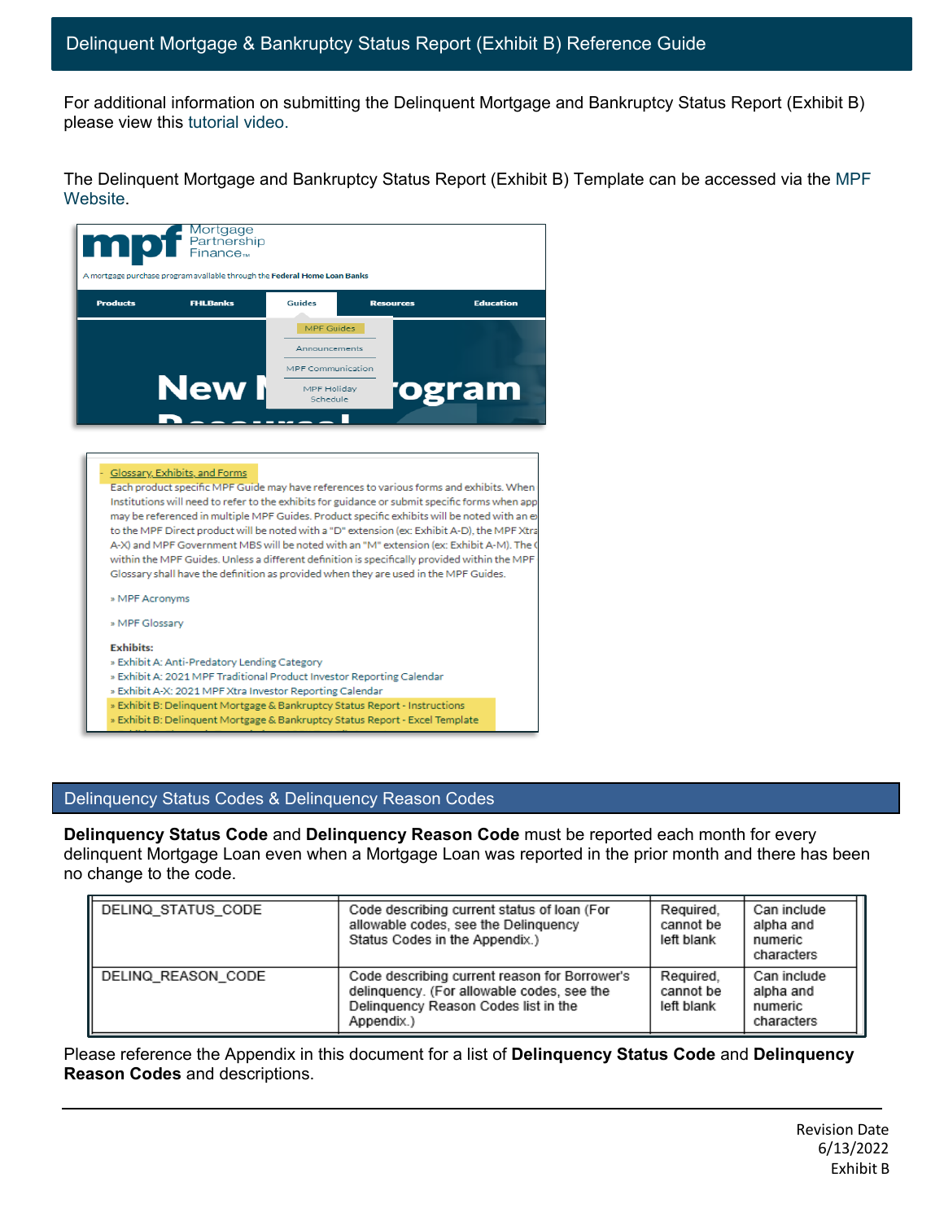## Delinquent Mortgage & Bankruptcy Status Report (Exhibit B) Reference Guide

For additional information on submitting the Delinquent Mortgage and Bankruptcy Status Report (Exhibit B) please view this tutorial video.

The Delinquent Mortgage and Bankruptcy Status Report (Exhibit B) Template can be accessed via the MPF Website.

## Delinquency Status Codes & Delinquency Reason Codes

**Delinquency Status Code** and **Delinquency Reason Code** must be reported each month for every delinquent Mortgage Loan even when a Mortgage Loan was reported in the prior month and there has been no change to the code.

| | | | |
|---|---|---|---|
| DELINQ_STATUS_CODE | Code describing current status of loan (For allowable codes, see the Delinquency Status Codes in the Appendix.) | Required, cannot be left blank | Can include alpha and numeric characters |
| DELINQ_REASON_CODE | Code describing current reason for Borrower's delinquency. (For allowable codes, see the Delinquency Reason Codes list in the Appendix.) | Required, cannot be left blank | Can include alpha and numeric characters |

Please reference the Appendix in this document for a list of **Delinquency Status Code** and **Delinquency Reason Codes** and descriptions.

Revision Date 6/13/2022
Exhibit B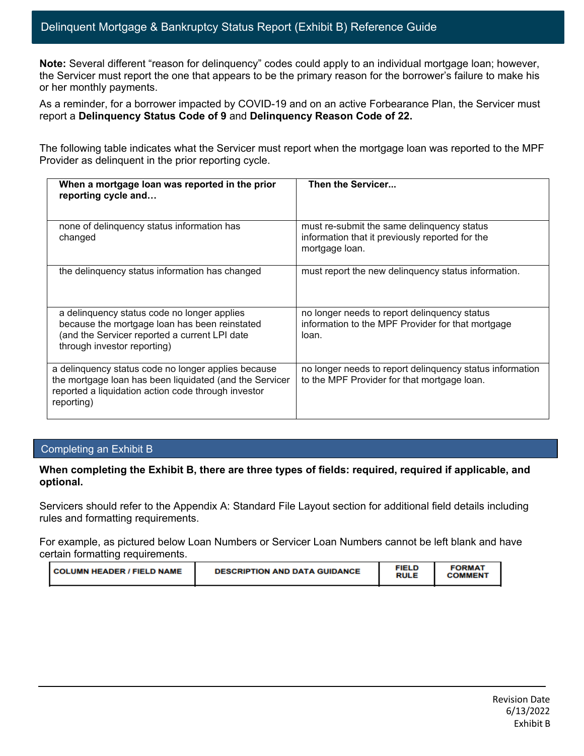## Delinquent Mortgage & Bankruptcy Status Report (Exhibit B) Reference Guide

**Note:** Several different "reason for delinquency" codes could apply to an individual mortgage loan; however, the Servicer must report the one that appears to be the primary reason for the borrower's failure to make his or her monthly payments.

As a reminder, for a borrower impacted by COVID-19 and on an active Forbearance Plan, the Servicer must report a **Delinquency Status Code of 9** and **Delinquency Reason Code of 22.**

The following table indicates what the Servicer must report when the mortgage loan was reported to the MPF Provider as delinquent in the prior reporting cycle.

| **When a mortgage loan was reported in the prior reporting cycle and…** | **Then the Servicer...** |
|---|---|
| none of delinquency status information has changed | must re-submit the same delinquency status information that it previously reported for the mortgage loan. |
| the delinquency status information has changed | must report the new delinquency status information. |
| a delinquency status code no longer applies because the mortgage loan has been reinstated (and the Servicer reported a current LPI date through investor reporting) | no longer needs to report delinquency status information to the MPF Provider for that mortgage loan. |
| a delinquency status code no longer applies because the mortgage loan has been liquidated (and the Servicer reported a liquidation action code through investor reporting) | no longer needs to report delinquency status information to the MPF Provider for that mortgage loan. |

## Completing an Exhibit B

**When completing the Exhibit B, there are three types of fields: required, required if applicable, and optional.**

Servicers should refer to the Appendix A: Standard File Layout section for additional field details including rules and formatting requirements.

For example, as pictured below Loan Numbers or Servicer Loan Numbers cannot be left blank and have certain formatting requirements.

| COLUMN HEADER / FIELD NAME | DESCRIPTION AND DATA GUIDANCE | FIELD RULE | FORMAT COMMENT |
|---|---|---|---|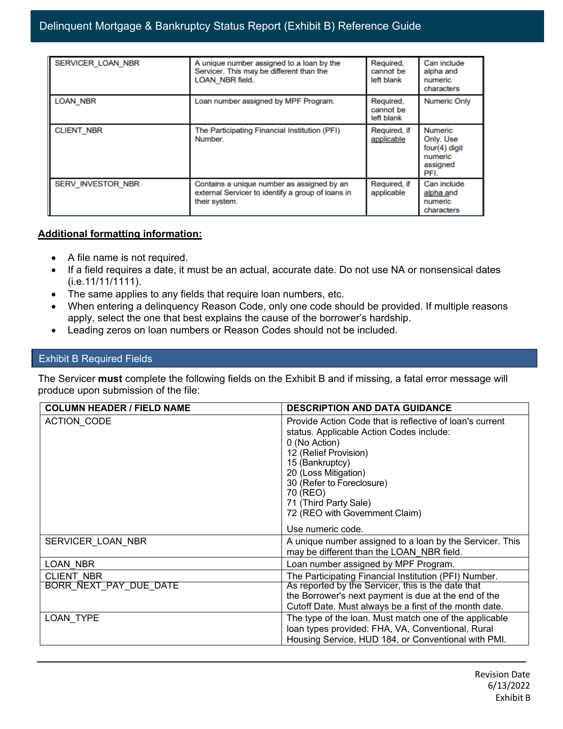| | | | |
|---|---|---|---|
| SERVICER_LOAN_NBR | A unique number assigned to a loan by the Servicer. This may be different than the LOAN_NBR field. | Required, cannot be left blank | Can include alpha and numeric characters |
| LOAN_NBR | Loan number assigned by MPF Program. | Required, cannot be left blank | Numeric Only |
| CLIENT_NBR | The Participating Financial Institution (PFI) Number. | Required, if applicable | Numeric Only. Use four(4) digit numeric assigned PFI. |
| SERV_INVESTOR_NBR | Contains a unique number as assigned by an external Servicer to identify a group of loans in their system. | Required, if applicable | Can include alpha and numeric characters |

**Additional formatting information:**

- A file name is not required.
- If a field requires a date, it must be an actual, accurate date. Do not use NA or nonsensical dates (i.e.11/11/1111).
- The same applies to any fields that require loan numbers, etc.
- When entering a delinquency Reason Code, only one code should be provided. If multiple reasons apply, select the one that best explains the cause of the borrower's hardship.
- Leading zeros on loan numbers or Reason Codes should not be included.

## Exhibit B Required Fields

The Servicer **must** complete the following fields on the Exhibit B and if missing, a fatal error message will produce upon submission of the file:

| COLUMN HEADER / FIELD NAME | DESCRIPTION AND DATA GUIDANCE |
|---|---|
| ACTION_CODE | Provide Action Code that is reflective of loan's current status. Applicable Action Codes include:<br>0 (No Action)<br>12 (Relief Provision)<br>15 (Bankruptcy)<br>20 (Loss Mitigation)<br>30 (Refer to Foreclosure)<br>70 (REO)<br>71 (Third Party Sale)<br>72 (REO with Government Claim)<br><br>Use numeric code. |
| SERVICER_LOAN_NBR | A unique number assigned to a loan by the Servicer. This may be different than the LOAN_NBR field. |
| LOAN_NBR | Loan number assigned by MPF Program. |
| CLIENT_NBR | The Participating Financial Institution (PFI) Number. |
| BORR_NEXT_PAY_DUE_DATE | As reported by the Servicer, this is the date that the Borrower's next payment is due at the end of the Cutoff Date. Must always be a first of the month date. |
| LOAN_TYPE | The type of the loan. Must match one of the applicable loan types provided: FHA, VA, Conventional, Rural Housing Service, HUD 184, or Conventional with PMI. |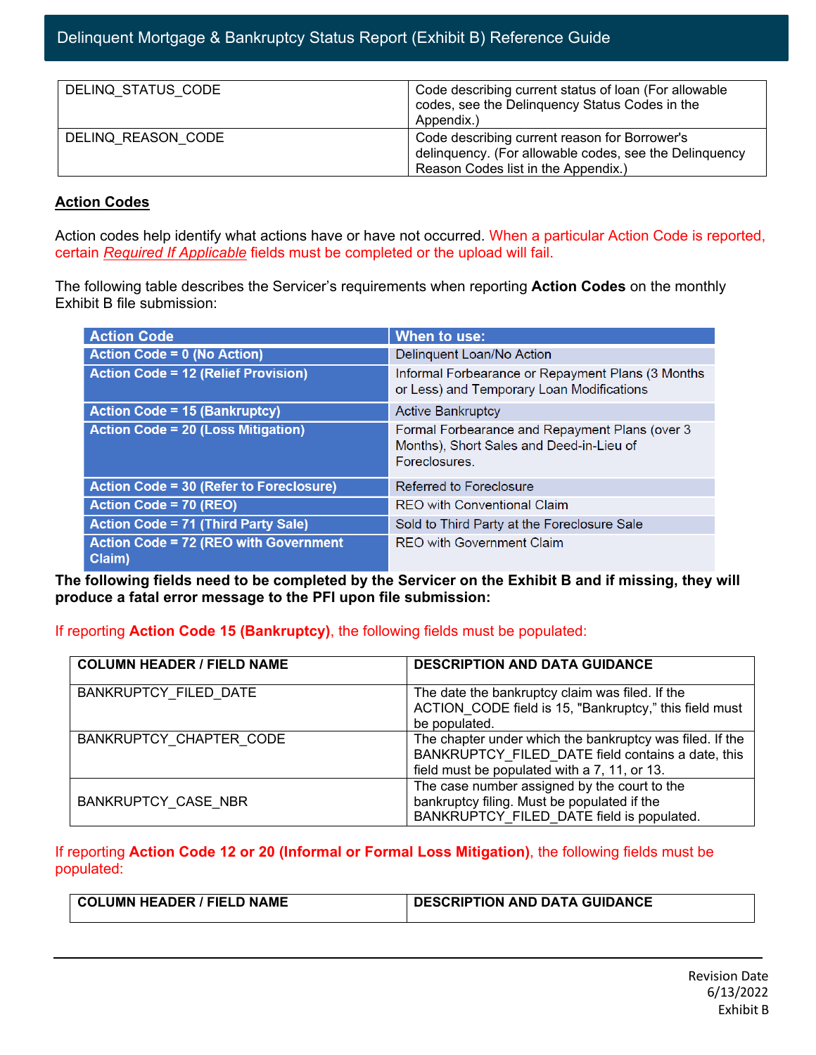| DELINQ_STATUS_CODE | Code describing current status of loan (For allowable codes, see the Delinquency Status Codes in the Appendix.) |
|---|---|
| DELINQ_REASON_CODE | Code describing current reason for Borrower's delinquency. (For allowable codes, see the Delinquency Reason Codes list in the Appendix.) |

## Action Codes

Action codes help identify what actions have or have not occurred. When a particular Action Code is reported, certain *Required If Applicable* fields must be completed or the upload will fail.

The following table describes the Servicer's requirements when reporting **Action Codes** on the monthly Exhibit B file submission:

| Action Code | When to use: |
|---|---|
| Action Code = 0 (No Action) | Delinquent Loan/No Action |
| Action Code = 12 (Relief Provision) | Informal Forbearance or Repayment Plans (3 Months or Less) and Temporary Loan Modifications |
| Action Code = 15 (Bankruptcy) | Active Bankruptcy |
| Action Code = 20 (Loss Mitigation) | Formal Forbearance and Repayment Plans (over 3 Months), Short Sales and Deed-in-Lieu of Foreclosures. |
| Action Code = 30 (Refer to Foreclosure) | Referred to Foreclosure |
| Action Code = 70 (REO) | REO with Conventional Claim |
| Action Code = 71 (Third Party Sale) | Sold to Third Party at the Foreclosure Sale |
| Action Code = 72 (REO with Government Claim) | REO with Government Claim |

**The following fields need to be completed by the Servicer on the Exhibit B and if missing, they will produce a fatal error message to the PFI upon file submission:**

If reporting **Action Code 15 (Bankruptcy)**, the following fields must be populated:

| COLUMN HEADER / FIELD NAME | DESCRIPTION AND DATA GUIDANCE |
|---|---|
| BANKRUPTCY_FILED_DATE | The date the bankruptcy claim was filed. If the ACTION_CODE field is 15, "Bankruptcy," this field must be populated. |
| BANKRUPTCY_CHAPTER_CODE | The chapter under which the bankruptcy was filed. If the BANKRUPTCY_FILED_DATE field contains a date, this field must be populated with a 7, 11, or 13. |
| BANKRUPTCY_CASE_NBR | The case number assigned by the court to the bankruptcy filing. Must be populated if the BANKRUPTCY_FILED_DATE field is populated. |

If reporting **Action Code 12 or 20 (Informal or Formal Loss Mitigation)**, the following fields must be populated:

| COLUMN HEADER / FIELD NAME | DESCRIPTION AND DATA GUIDANCE |
|---|---|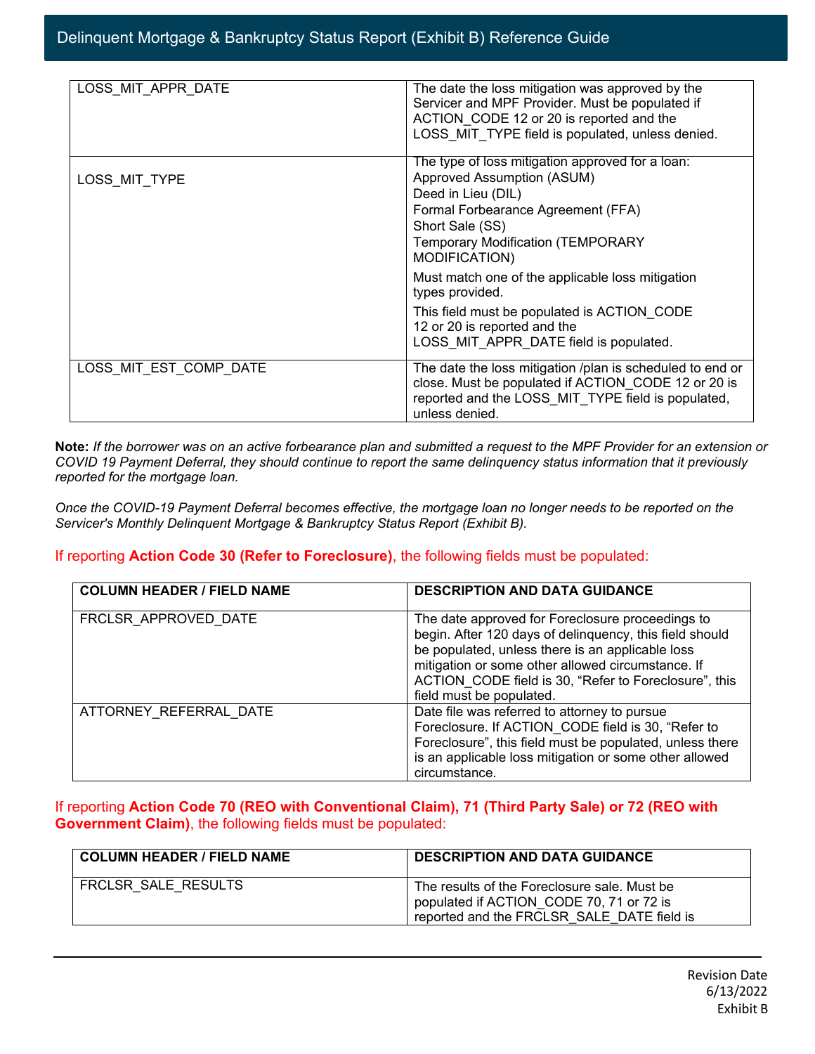| | |
|---|---|
| LOSS_MIT_APPR_DATE | The date the loss mitigation was approved by the Servicer and MPF Provider. Must be populated if ACTION_CODE 12 or 20 is reported and the LOSS_MIT_TYPE field is populated, unless denied. |
| LOSS_MIT_TYPE | The type of loss mitigation approved for a loan:<br>Approved Assumption (ASUM)<br>Deed in Lieu (DIL)<br>Formal Forbearance Agreement (FFA)<br>Short Sale (SS)<br>Temporary Modification (TEMPORARY MODIFICATION)<br>Must match one of the applicable loss mitigation types provided.<br>This field must be populated is ACTION_CODE 12 or 20 is reported and the LOSS_MIT_APPR_DATE field is populated. |
| LOSS_MIT_EST_COMP_DATE | The date the loss mitigation /plan is scheduled to end or close. Must be populated if ACTION_CODE 12 or 20 is reported and the LOSS_MIT_TYPE field is populated, unless denied. |

**Note:** *If the borrower was on an active forbearance plan and submitted a request to the MPF Provider for an extension or COVID 19 Payment Deferral, they should continue to report the same delinquency status information that it previously reported for the mortgage loan.*

*Once the COVID-19 Payment Deferral becomes effective, the mortgage loan no longer needs to be reported on the Servicer's Monthly Delinquent Mortgage & Bankruptcy Status Report (Exhibit B).*

If reporting **Action Code 30 (Refer to Foreclosure)**, the following fields must be populated:

| COLUMN HEADER / FIELD NAME | DESCRIPTION AND DATA GUIDANCE |
|---|---|
| FRCLSR_APPROVED_DATE | The date approved for Foreclosure proceedings to begin. After 120 days of delinquency, this field should be populated, unless there is an applicable loss mitigation or some other allowed circumstance. If ACTION_CODE field is 30, "Refer to Foreclosure", this field must be populated. |
| ATTORNEY_REFERRAL_DATE | Date file was referred to attorney to pursue Foreclosure. If ACTION_CODE field is 30, "Refer to Foreclosure", this field must be populated, unless there is an applicable loss mitigation or some other allowed circumstance. |

If reporting **Action Code 70 (REO with Conventional Claim), 71 (Third Party Sale) or 72 (REO with Government Claim)**, the following fields must be populated:

| COLUMN HEADER / FIELD NAME | DESCRIPTION AND DATA GUIDANCE |
|---|---|
| FRCLSR_SALE_RESULTS | The results of the Foreclosure sale. Must be populated if ACTION_CODE 70, 71 or 72 is reported and the FRCLSR_SALE_DATE field is |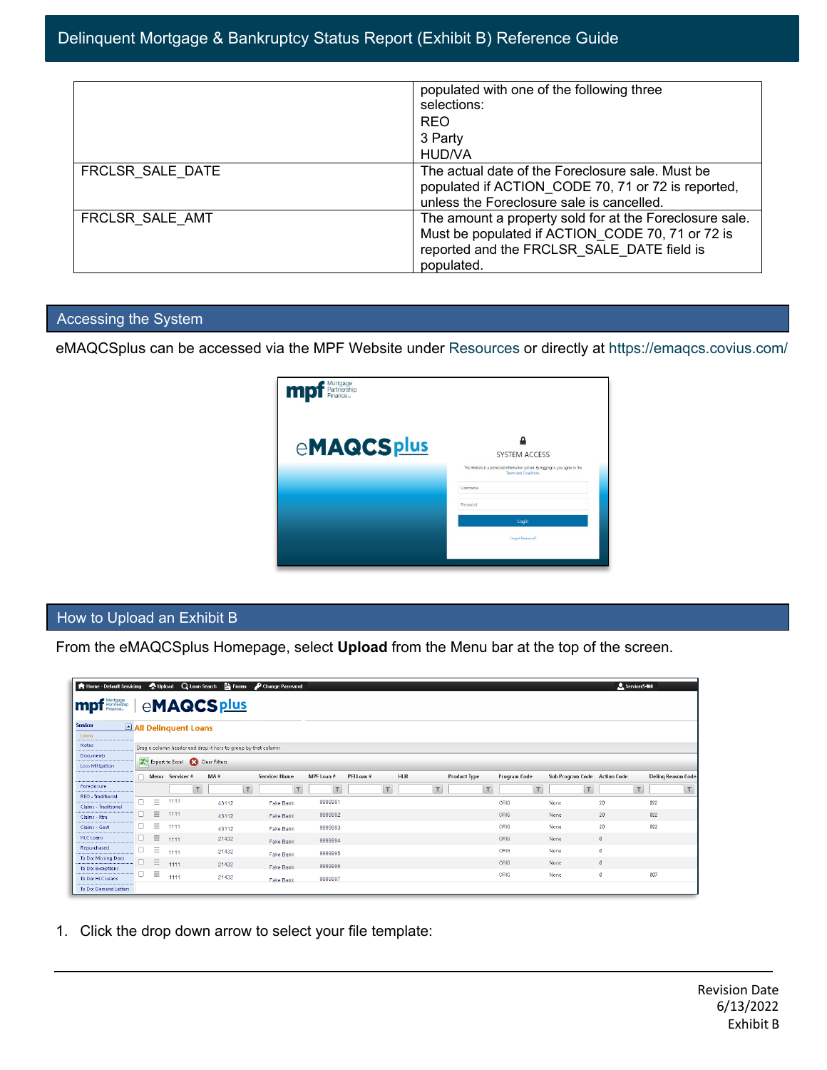| | populated with one of the following three selections:<br>REO<br>3 Party<br>HUD/VA |
|---|---|
| FRCLSR_SALE_DATE | The actual date of the Foreclosure sale. Must be populated if ACTION_CODE 70, 71 or 72 is reported, unless the Foreclosure sale is cancelled. |
| FRCLSR_SALE_AMT | The amount a property sold for at the Foreclosure sale. Must be populated if ACTION_CODE 70, 71 or 72 is reported and the FRCLSR_SALE_DATE field is populated. |

## Accessing the System

eMAQCSplus can be accessed via the MPF Website under Resources or directly at https://emaqcs.covius.com/

## How to Upload an Exhibit B

From the eMAQCSplus Homepage, select **Upload** from the Menu bar at the top of the screen.

1. Click the drop down arrow to select your file template: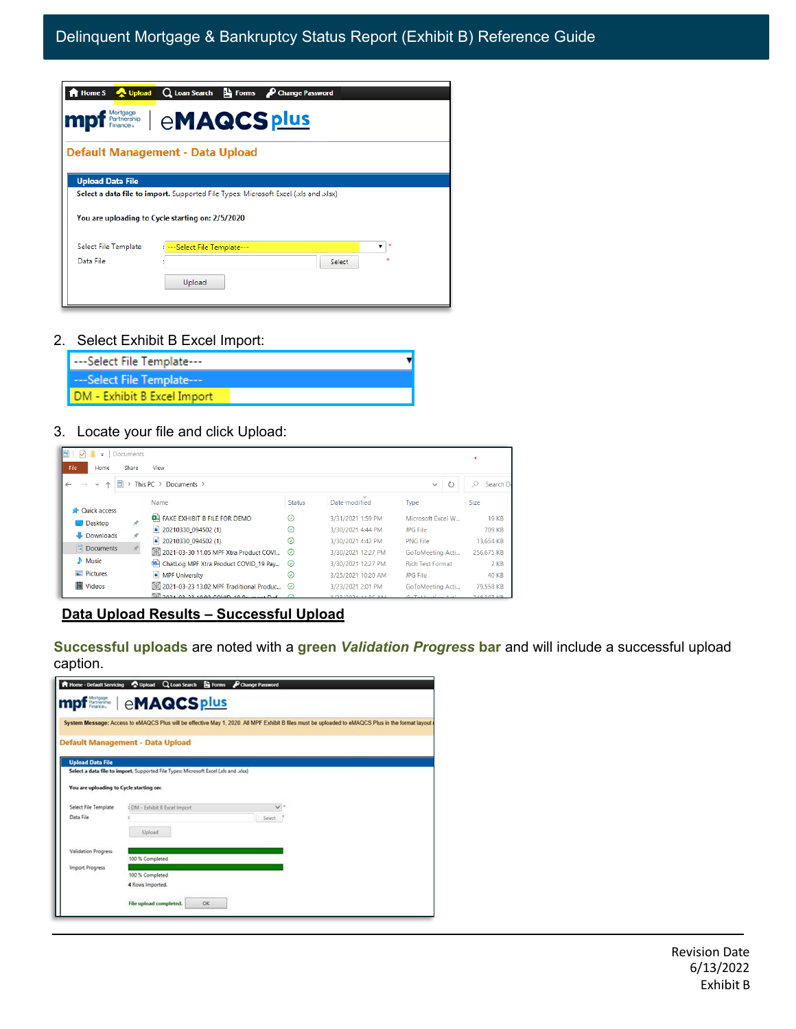2. Select Exhibit B Excel Import:

3. Locate your file and click Upload:

## Data Upload Results – Successful Upload

**Successful uploads** are noted with a **green *Validation Progress* bar** and will include a successful upload caption.

Revision Date
6/13/2022
Exhibit B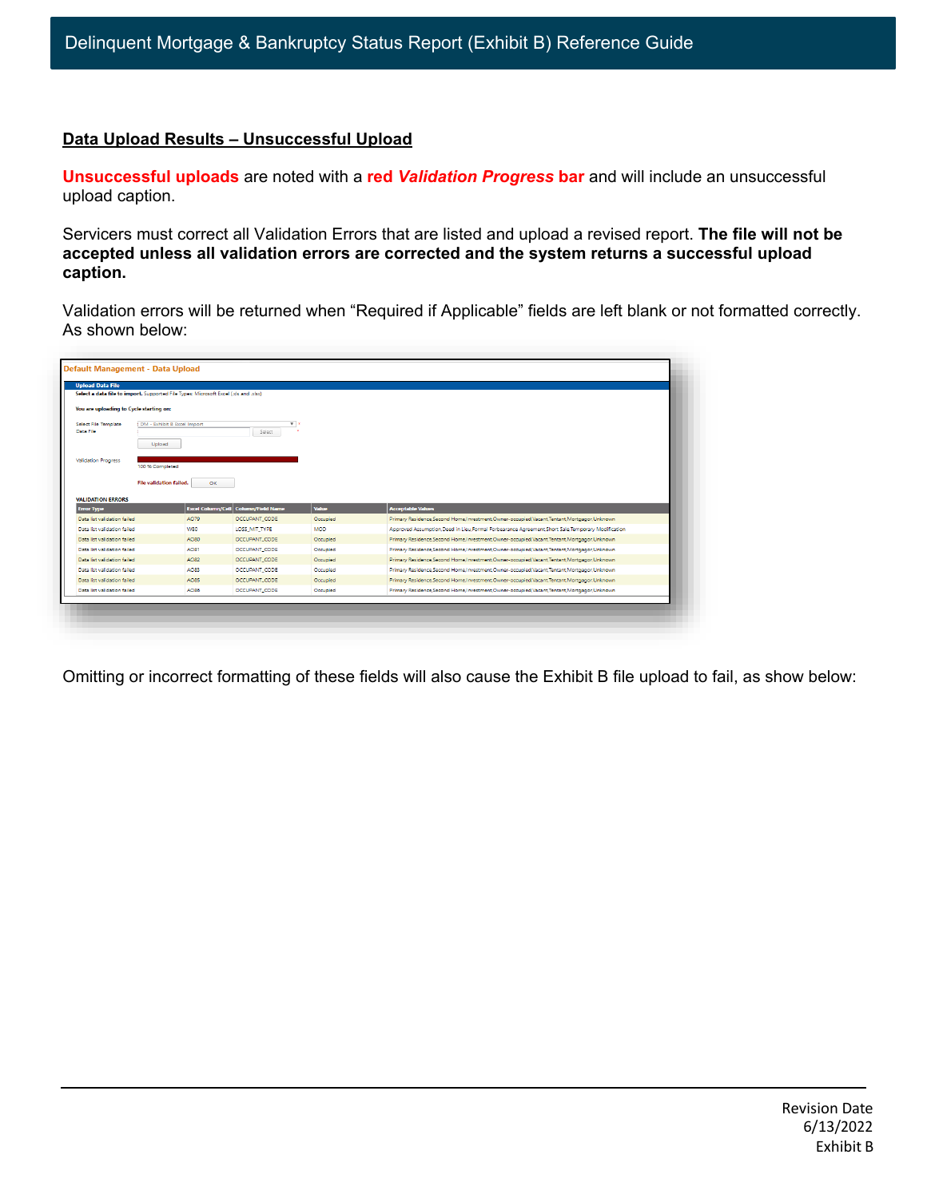## Data Upload Results – Unsuccessful Upload

**Unsuccessful uploads** are noted with a **red *Validation Progress* bar** and will include an unsuccessful upload caption.

Servicers must correct all Validation Errors that are listed and upload a revised report. **The file will not be accepted unless all validation errors are corrected and the system returns a successful upload caption.**

Validation errors will be returned when “Required if Applicable” fields are left blank or not formatted correctly. As shown below:

Default Management - Data Upload

Upload Data File

Select a data file to import. Supported File Types: Microsoft Excel (.xls and .xlsx)

You are uploading to Cycle starting on:

Select File Template: DM - Exhibit B Excel Import

Data File

Validation Progress: 100 % Completed

File validation failed.

VALIDATION ERRORS

| Error Type | Excel Column/Cell | Column/Field Name | Value | Acceptable Values |
|---|---|---|---|---|
| Data list validation failed | AO79 | OCCUPANT_CODE | Occupied | Primary Residence,Second Home,Investment,Owner-occupied,Vacant,Tentant,Mortgagor,Unknown |
| Data list validation failed | W80 | LOSS_MIT_TYPE | MOD | Approved Assumption,Deed In Lieu,Formal Forbearance Agreement,Short Sale,Temporary Modification |
| Data list validation failed | AO80 | OCCUPANT_CODE | Occupied | Primary Residence,Second Home,Investment,Owner-occupied,Vacant,Tentant,Mortgagor,Unknown |
| Data list validation failed | AO81 | OCCUPANT_CODE | Occupied | Primary Residence,Second Home,Investment,Owner-occupied,Vacant,Tentant,Mortgagor,Unknown |
| Data list validation failed | AO82 | OCCUPANT_CODE | Occupied | Primary Residence,Second Home,Investment,Owner-occupied,Vacant,Tentant,Mortgagor,Unknown |
| Data list validation failed | AO83 | OCCUPANT_CODE | Occupied | Primary Residence,Second Home,Investment,Owner-occupied,Vacant,Tentant,Mortgagor,Unknown |
| Data list validation failed | AO85 | OCCUPANT_CODE | Occupied | Primary Residence,Second Home,Investment,Owner-occupied,Vacant,Tentant,Mortgagor,Unknown |
| Data list validation failed | AO86 | OCCUPANT_CODE | Occupied | Primary Residence,Second Home,Investment,Owner-occupied,Vacant,Tentant,Mortgagor,Unknown |

Omitting or incorrect formatting of these fields will also cause the Exhibit B file upload to fail, as show below: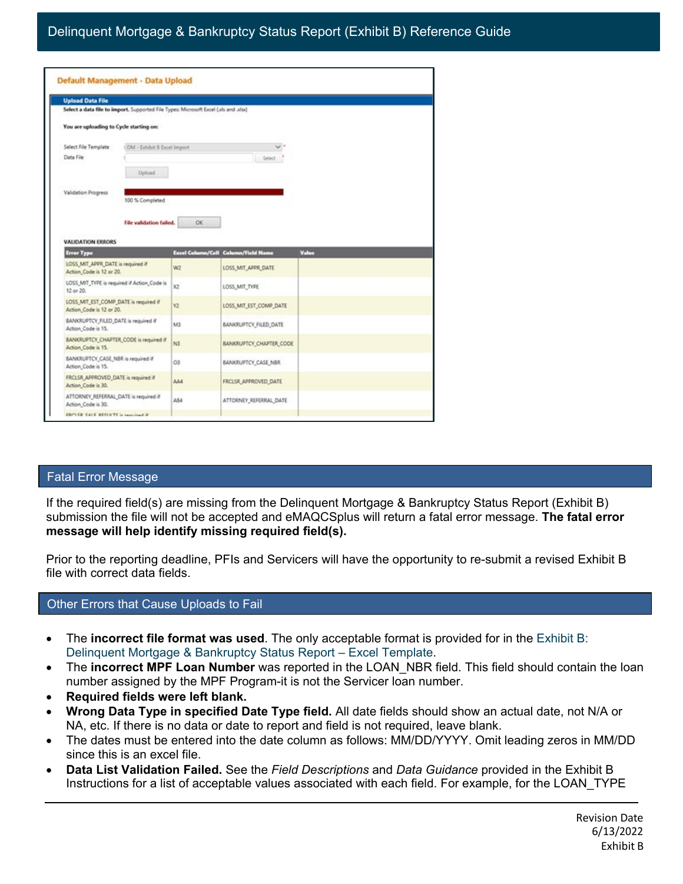**Default Management - Data Upload**

**Upload Data File**

**Select a data file to import.** Supported File Types: Microsoft Excel (.xls and .xlsx)

**You are uploading to Cycle starting on:**

Select File Template: DM - Exhibit B Excel Import

Data File

Upload

Validation Progress: 100 % Completed

File validation failed. OK

**VALIDATION ERRORS**

| Error Type | Excel Column/Cell | Column/Field Name | Value |
|---|---|---|---|
| LOSS_MIT_APPR_DATE is required if Action_Code is 12 or 20. | W2 | LOSS_MIT_APPR_DATE | |
| LOSS_MIT_TYPE is required if Action_Code is 12 or 20. | X2 | LOSS_MIT_TYPE | |
| LOSS_MIT_EST_COMP_DATE is required if Action_Code is 12 or 20. | Y2 | LOSS_MIT_EST_COMP_DATE | |
| BANKRUPTCY_FILED_DATE is required if Action_Code is 15. | M3 | BANKRUPTCY_FILED_DATE | |
| BANKRUPTCY_CHAPTER_CODE is required if Action_Code is 15. | N3 | BANKRUPTCY_CHAPTER_CODE | |
| BANKRUPTCY_CASE_NBR is required if Action_Code is 15. | O3 | BANKRUPTCY_CASE_NBR | |
| FRCLSR_APPROVED_DATE is required if Action_Code is 30. | AA4 | FRCLSR_APPROVED_DATE | |
| ATTORNEY_REFERRAL_DATE is required if Action_Code is 30. | AB4 | ATTORNEY_REFERRAL_DATE | |

## Fatal Error Message

If the required field(s) are missing from the Delinquent Mortgage & Bankruptcy Status Report (Exhibit B) submission the file will not be accepted and eMAQCSplus will return a fatal error message. **The fatal error message will help identify missing required field(s).**

Prior to the reporting deadline, PFIs and Servicers will have the opportunity to re-submit a revised Exhibit B file with correct data fields.

## Other Errors that Cause Uploads to Fail

- The **incorrect file format was used**. The only acceptable format is provided for in the Exhibit B: Delinquent Mortgage & Bankruptcy Status Report – Excel Template.
- The **incorrect MPF Loan Number** was reported in the LOAN_NBR field. This field should contain the loan number assigned by the MPF Program-it is not the Servicer loan number.
- **Required fields were left blank.**
- **Wrong Data Type in specified Date Type field.** All date fields should show an actual date, not N/A or NA, etc. If there is no data or date to report and field is not required, leave blank.
- The dates must be entered into the date column as follows: MM/DD/YYYY. Omit leading zeros in MM/DD since this is an excel file.
- **Data List Validation Failed.** See the *Field Descriptions* and *Data Guidance* provided in the Exhibit B Instructions for a list of acceptable values associated with each field. For example, for the LOAN_TYPE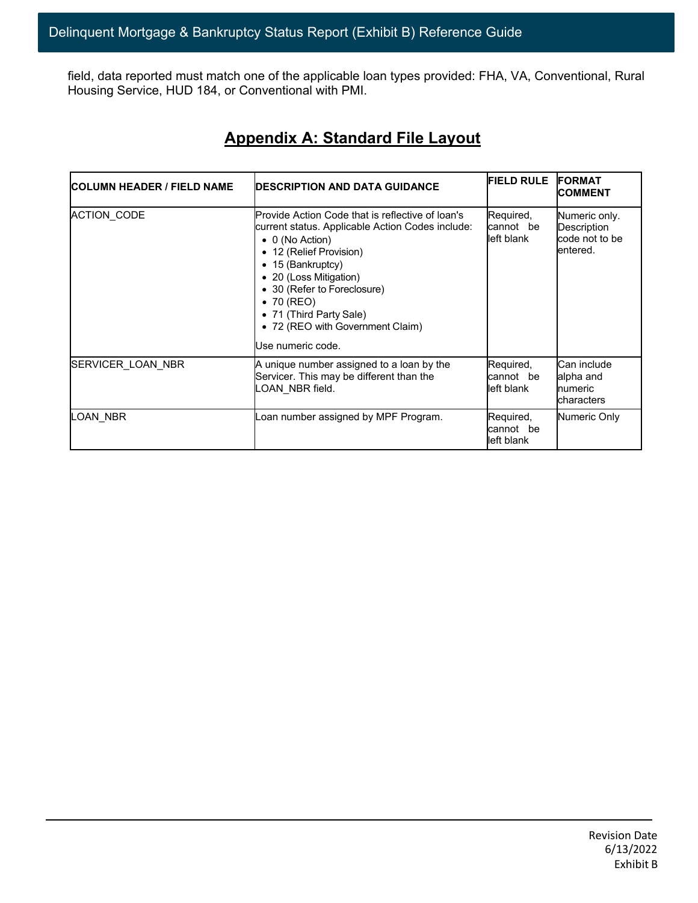field, data reported must match one of the applicable loan types provided: FHA, VA, Conventional, Rural Housing Service, HUD 184, or Conventional with PMI.

## Appendix A: Standard File Layout

| COLUMN HEADER / FIELD NAME | DESCRIPTION AND DATA GUIDANCE | FIELD RULE | FORMAT COMMENT |
|---|---|---|---|
| ACTION_CODE | Provide Action Code that is reflective of loan's current status. Applicable Action Codes include: <br>• 0 (No Action)<br>• 12 (Relief Provision)<br>• 15 (Bankruptcy)<br>• 20 (Loss Mitigation)<br>• 30 (Refer to Foreclosure)<br>• 70 (REO)<br>• 71 (Third Party Sale)<br>• 72 (REO with Government Claim)<br><br>Use numeric code. | Required, cannot be left blank | Numeric only. Description code not to be entered. |
| SERVICER_LOAN_NBR | A unique number assigned to a loan by the Servicer. This may be different than the LOAN_NBR field. | Required, cannot be left blank | Can include alpha and numeric characters |
| LOAN_NBR | Loan number assigned by MPF Program. | Required, cannot be left blank | Numeric Only |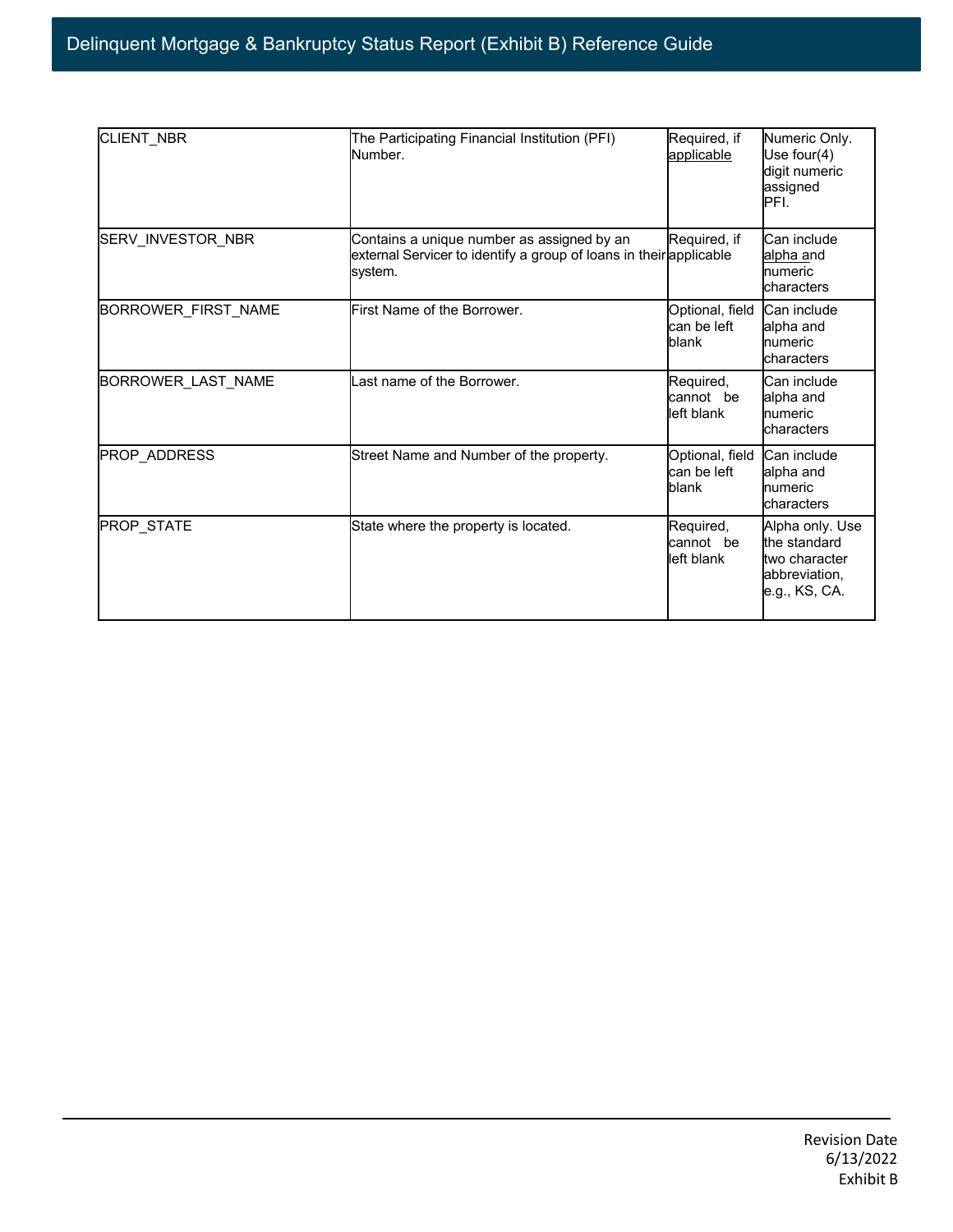| CLIENT_NBR | The Participating Financial Institution (PFI) Number. | Required, if applicable | Numeric Only. Use four(4) digit numeric assigned PFI. |
|---|---|---|---|
| SERV_INVESTOR_NBR | Contains a unique number as assigned by an external Servicer to identify a group of loans in their system. | Required, if applicable | Can include alpha and numeric characters |
| BORROWER_FIRST_NAME | First Name of the Borrower. | Optional, field can be left blank | Can include alpha and numeric characters |
| BORROWER_LAST_NAME | Last name of the Borrower. | Required, cannot be left blank | Can include alpha and numeric characters |
| PROP_ADDRESS | Street Name and Number of the property. | Optional, field can be left blank | Can include alpha and numeric characters |
| PROP_STATE | State where the property is located. | Required, cannot be left blank | Alpha only. Use the standard two character abbreviation, e.g., KS, CA. |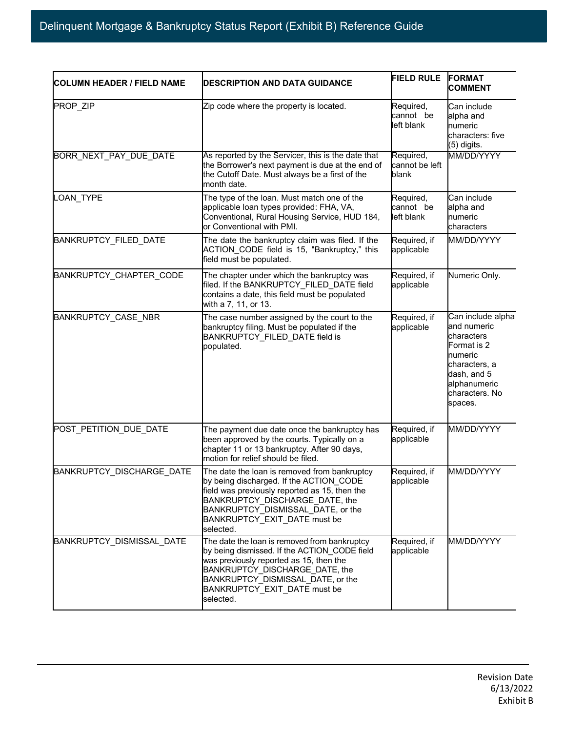| COLUMN HEADER / FIELD NAME | DESCRIPTION AND DATA GUIDANCE | FIELD RULE | FORMAT COMMENT |
|---|---|---|---|
| PROP_ZIP | Zip code where the property is located. | Required, cannot be left blank | Can include alpha and numeric characters: five (5) digits. |
| BORR_NEXT_PAY_DUE_DATE | As reported by the Servicer, this is the date that the Borrower's next payment is due at the end of the Cutoff Date. Must always be a first of the month date. | Required, cannot be left blank | MM/DD/YYYY |
| LOAN_TYPE | The type of the loan. Must match one of the applicable loan types provided: FHA, VA, Conventional, Rural Housing Service, HUD 184, or Conventional with PMI. | Required, cannot be left blank | Can include alpha and numeric characters |
| BANKRUPTCY_FILED_DATE | The date the bankruptcy claim was filed. If the ACTION_CODE field is 15, "Bankruptcy," this field must be populated. | Required, if applicable | MM/DD/YYYY |
| BANKRUPTCY_CHAPTER_CODE | The chapter under which the bankruptcy was filed. If the BANKRUPTCY_FILED_DATE field contains a date, this field must be populated with a 7, 11, or 13. | Required, if applicable | Numeric Only. |
| BANKRUPTCY_CASE_NBR | The case number assigned by the court to the bankruptcy filing. Must be populated if the BANKRUPTCY_FILED_DATE field is populated. | Required, if applicable | Can include alpha and numeric characters Format is 2 numeric characters, a dash, and 5 alphanumeric characters. No spaces. |
| POST_PETITION_DUE_DATE | The payment due date once the bankruptcy has been approved by the courts. Typically on a chapter 11 or 13 bankruptcy. After 90 days, motion for relief should be filed. | Required, if applicable | MM/DD/YYYY |
| BANKRUPTCY_DISCHARGE_DATE | The date the loan is removed from bankruptcy by being discharged. If the ACTION_CODE field was previously reported as 15, then the BANKRUPTCY_DISCHARGE_DATE, the BANKRUPTCY_DISMISSAL_DATE, or the BANKRUPTCY_EXIT_DATE must be selected. | Required, if applicable | MM/DD/YYYY |
| BANKRUPTCY_DISMISSAL_DATE | The date the loan is removed from bankruptcy by being dismissed. If the ACTION_CODE field was previously reported as 15, then the BANKRUPTCY_DISCHARGE_DATE, the BANKRUPTCY_DISMISSAL_DATE, or the BANKRUPTCY_EXIT_DATE must be selected. | Required, if applicable | MM/DD/YYYY |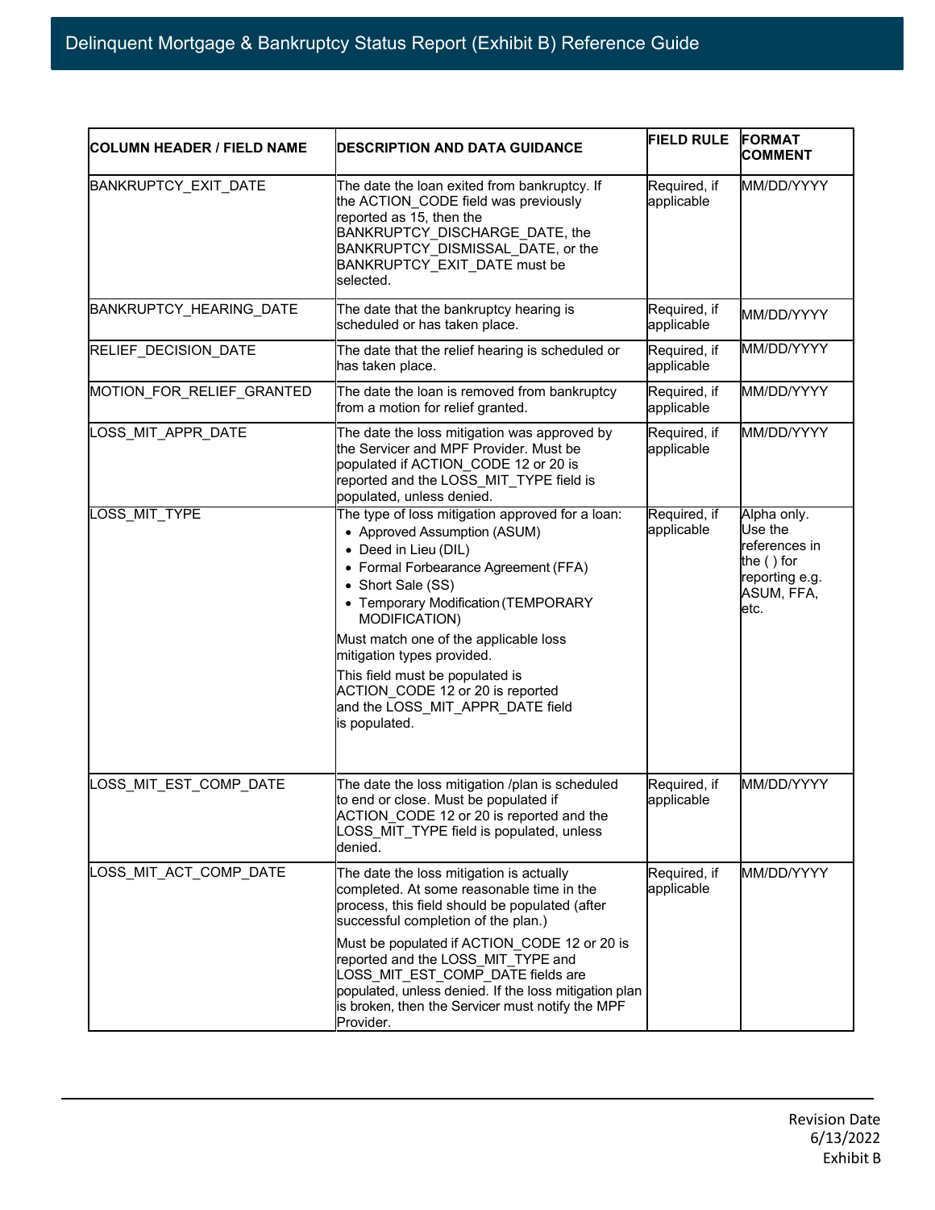| COLUMN HEADER / FIELD NAME | DESCRIPTION AND DATA GUIDANCE | FIELD RULE | FORMAT COMMENT |
|---|---|---|---|
| BANKRUPTCY_EXIT_DATE | The date the loan exited from bankruptcy. If the ACTION_CODE field was previously reported as 15, then the BANKRUPTCY_DISCHARGE_DATE, the BANKRUPTCY_DISMISSAL_DATE, or the BANKRUPTCY_EXIT_DATE must be selected. | Required, if applicable | MM/DD/YYYY |
| BANKRUPTCY_HEARING_DATE | The date that the bankruptcy hearing is scheduled or has taken place. | Required, if applicable | MM/DD/YYYY |
| RELIEF_DECISION_DATE | The date that the relief hearing is scheduled or has taken place. | Required, if applicable | MM/DD/YYYY |
| MOTION_FOR_RELIEF_GRANTED | The date the loan is removed from bankruptcy from a motion for relief granted. | Required, if applicable | MM/DD/YYYY |
| LOSS_MIT_APPR_DATE | The date the loss mitigation was approved by the Servicer and MPF Provider. Must be populated if ACTION_CODE 12 or 20 is reported and the LOSS_MIT_TYPE field is populated, unless denied. | Required, if applicable | MM/DD/YYYY |
| LOSS_MIT_TYPE | The type of loss mitigation approved for a loan: <br>• Approved Assumption (ASUM) <br>• Deed in Lieu (DIL) <br>• Formal Forbearance Agreement (FFA) <br>• Short Sale (SS) <br>• Temporary Modification (TEMPORARY MODIFICATION) <br>Must match one of the applicable loss mitigation types provided. <br>This field must be populated is ACTION_CODE 12 or 20 is reported and the LOSS_MIT_APPR_DATE field is populated. | Required, if applicable | Alpha only. Use the references in the ( ) for reporting e.g. ASUM, FFA, etc. |
| LOSS_MIT_EST_COMP_DATE | The date the loss mitigation /plan is scheduled to end or close. Must be populated if ACTION_CODE 12 or 20 is reported and the LOSS_MIT_TYPE field is populated, unless denied. | Required, if applicable | MM/DD/YYYY |
| LOSS_MIT_ACT_COMP_DATE | The date the loss mitigation is actually completed. At some reasonable time in the process, this field should be populated (after successful completion of the plan.) <br>Must be populated if ACTION_CODE 12 or 20 is reported and the LOSS_MIT_TYPE and LOSS_MIT_EST_COMP_DATE fields are populated, unless denied. If the loss mitigation plan is broken, then the Servicer must notify the MPF Provider. | Required, if applicable | MM/DD/YYYY |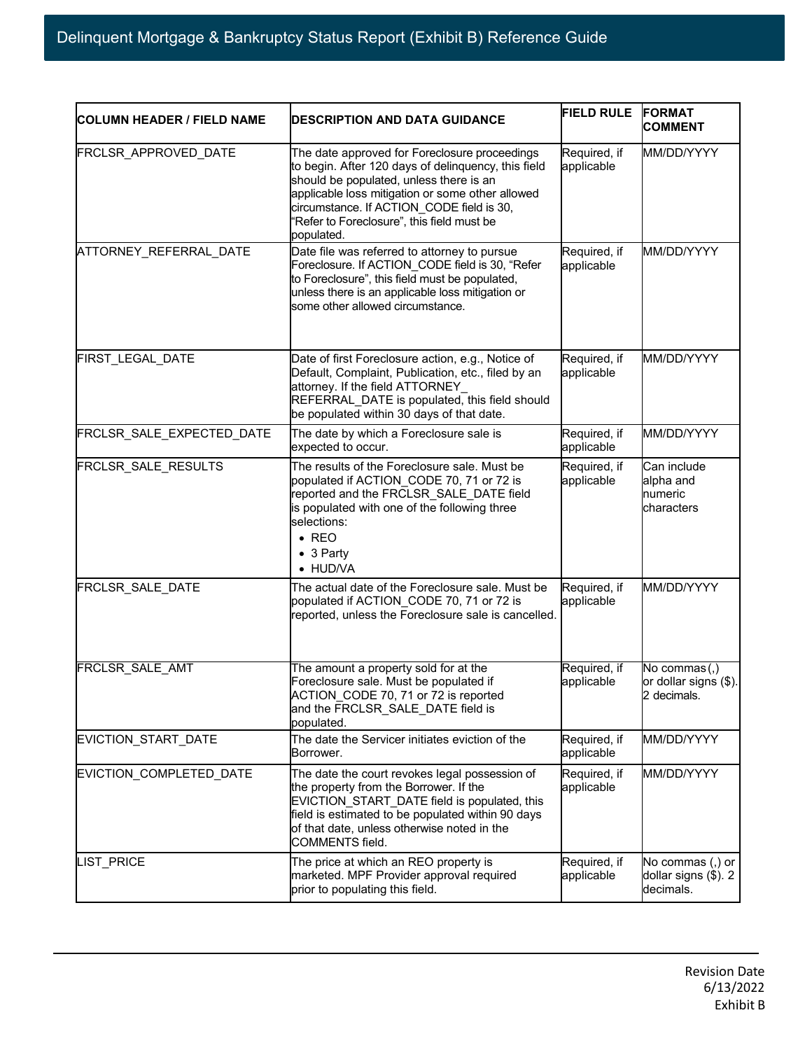# Delinquent Mortgage & Bankruptcy Status Report (Exhibit B) Reference Guide

| COLUMN HEADER / FIELD NAME | DESCRIPTION AND DATA GUIDANCE | FIELD RULE | FORMAT COMMENT |
|---|---|---|---|
| FRCLSR_APPROVED_DATE | The date approved for Foreclosure proceedings to begin. After 120 days of delinquency, this field should be populated, unless there is an applicable loss mitigation or some other allowed circumstance. If ACTION_CODE field is 30, "Refer to Foreclosure", this field must be populated. | Required, if applicable | MM/DD/YYYY |
| ATTORNEY_REFERRAL_DATE | Date file was referred to attorney to pursue Foreclosure. If ACTION_CODE field is 30, "Refer to Foreclosure", this field must be populated, unless there is an applicable loss mitigation or some other allowed circumstance. | Required, if applicable | MM/DD/YYYY |
| FIRST_LEGAL_DATE | Date of first Foreclosure action, e.g., Notice of Default, Complaint, Publication, etc., filed by an attorney. If the field ATTORNEY_ REFERRAL_DATE is populated, this field should be populated within 30 days of that date. | Required, if applicable | MM/DD/YYYY |
| FRCLSR_SALE_EXPECTED_DATE | The date by which a Foreclosure sale is expected to occur. | Required, if applicable | MM/DD/YYYY |
| FRCLSR_SALE_RESULTS | The results of the Foreclosure sale. Must be populated if ACTION_CODE 70, 71 or 72 is reported and the FRCLSR_SALE_DATE field is populated with one of the following three selections:<br>• REO<br>• 3 Party<br>• HUD/VA | Required, if applicable | Can include alpha and numeric characters |
| FRCLSR_SALE_DATE | The actual date of the Foreclosure sale. Must be populated if ACTION_CODE 70, 71 or 72 is reported, unless the Foreclosure sale is cancelled. | Required, if applicable | MM/DD/YYYY |
| FRCLSR_SALE_AMT | The amount a property sold for at the Foreclosure sale. Must be populated if ACTION_CODE 70, 71 or 72 is reported and the FRCLSR_SALE_DATE field is populated. | Required, if applicable | No commas (,) or dollar signs ($). 2 decimals. |
| EVICTION_START_DATE | The date the Servicer initiates eviction of the Borrower. | Required, if applicable | MM/DD/YYYY |
| EVICTION_COMPLETED_DATE | The date the court revokes legal possession of the property from the Borrower. If the EVICTION_START_DATE field is populated, this field is estimated to be populated within 90 days of that date, unless otherwise noted in the COMMENTS field. | Required, if applicable | MM/DD/YYYY |
| LIST_PRICE | The price at which an REO property is marketed. MPF Provider approval required prior to populating this field. | Required, if applicable | No commas (,) or dollar signs ($). 2 decimals. |

Revision Date
6/13/2022
Exhibit B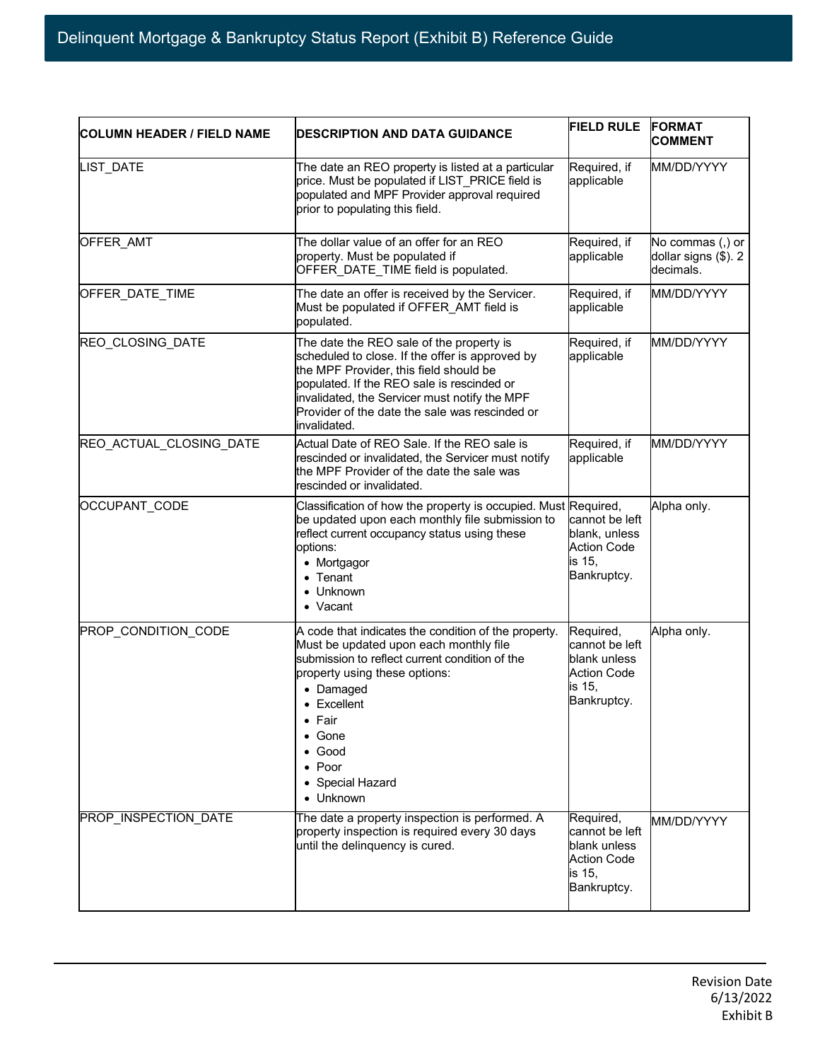| COLUMN HEADER / FIELD NAME | DESCRIPTION AND DATA GUIDANCE | FIELD RULE | FORMAT COMMENT |
|---|---|---|---|
| LIST_DATE | The date an REO property is listed at a particular price. Must be populated if LIST_PRICE field is populated and MPF Provider approval required prior to populating this field. | Required, if applicable | MM/DD/YYYY |
| OFFER_AMT | The dollar value of an offer for an REO property. Must be populated if OFFER_DATE_TIME field is populated. | Required, if applicable | No commas (,) or dollar signs ($). 2 decimals. |
| OFFER_DATE_TIME | The date an offer is received by the Servicer. Must be populated if OFFER_AMT field is populated. | Required, if applicable | MM/DD/YYYY |
| REO_CLOSING_DATE | The date the REO sale of the property is scheduled to close. If the offer is approved by the MPF Provider, this field should be populated. If the REO sale is rescinded or invalidated, the Servicer must notify the MPF Provider of the date the sale was rescinded or invalidated. | Required, if applicable | MM/DD/YYYY |
| REO_ACTUAL_CLOSING_DATE | Actual Date of REO Sale. If the REO sale is rescinded or invalidated, the Servicer must notify the MPF Provider of the date the sale was rescinded or invalidated. | Required, if applicable | MM/DD/YYYY |
| OCCUPANT_CODE | Classification of how the property is occupied. Must be updated upon each monthly file submission to reflect current occupancy status using these options:<br>• Mortgagor<br>• Tenant<br>• Unknown<br>• Vacant | Required, cannot be left blank, unless Action Code is 15, Bankruptcy. | Alpha only. |
| PROP_CONDITION_CODE | A code that indicates the condition of the property. Must be updated upon each monthly file submission to reflect current condition of the property using these options:<br>• Damaged<br>• Excellent<br>• Fair<br>• Gone<br>• Good<br>• Poor<br>• Special Hazard<br>• Unknown | Required, cannot be left blank unless Action Code is 15, Bankruptcy. | Alpha only. |
| PROP_INSPECTION_DATE | The date a property inspection is performed. A property inspection is required every 30 days until the delinquency is cured. | Required, cannot be left blank unless Action Code is 15, Bankruptcy. | MM/DD/YYYY |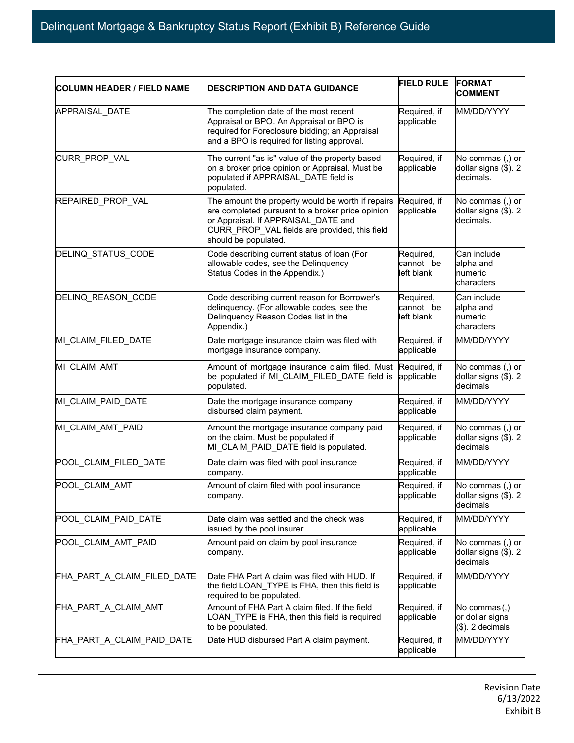# Delinquent Mortgage & Bankruptcy Status Report (Exhibit B) Reference Guide

| COLUMN HEADER / FIELD NAME | DESCRIPTION AND DATA GUIDANCE | FIELD RULE | FORMAT COMMENT |
|---|---|---|---|
| APPRAISAL_DATE | The completion date of the most recent Appraisal or BPO. An Appraisal or BPO is required for Foreclosure bidding; an Appraisal and a BPO is required for listing approval. | Required, if applicable | MM/DD/YYYY |
| CURR_PROP_VAL | The current "as is" value of the property based on a broker price opinion or Appraisal. Must be populated if APPRAISAL_DATE field is populated. | Required, if applicable | No commas (,) or dollar signs ($). 2 decimals. |
| REPAIRED_PROP_VAL | The amount the property would be worth if repairs are completed pursuant to a broker price opinion or Appraisal. If APPRAISAL_DATE and CURR_PROP_VAL fields are provided, this field should be populated. | Required, if applicable | No commas (,) or dollar signs ($). 2 decimals. |
| DELINQ_STATUS_CODE | Code describing current status of loan (For allowable codes, see the Delinquency Status Codes in the Appendix.) | Required, cannot be left blank | Can include alpha and numeric characters |
| DELINQ_REASON_CODE | Code describing current reason for Borrower's delinquency. (For allowable codes, see the Delinquency Reason Codes list in the Appendix.) | Required, cannot be left blank | Can include alpha and numeric characters |
| MI_CLAIM_FILED_DATE | Date mortgage insurance claim was filed with mortgage insurance company. | Required, if applicable | MM/DD/YYYY |
| MI_CLAIM_AMT | Amount of mortgage insurance claim filed. Must be populated if MI_CLAIM_FILED_DATE field is populated. | Required, if applicable | No commas (,) or dollar signs ($). 2 decimals |
| MI_CLAIM_PAID_DATE | Date the mortgage insurance company disbursed claim payment. | Required, if applicable | MM/DD/YYYY |
| MI_CLAIM_AMT_PAID | Amount the mortgage insurance company paid on the claim. Must be populated if MI_CLAIM_PAID_DATE field is populated. | Required, if applicable | No commas (,) or dollar signs ($). 2 decimals |
| POOL_CLAIM_FILED_DATE | Date claim was filed with pool insurance company. | Required, if applicable | MM/DD/YYYY |
| POOL_CLAIM_AMT | Amount of claim filed with pool insurance company. | Required, if applicable | No commas (,) or dollar signs ($). 2 decimals |
| POOL_CLAIM_PAID_DATE | Date claim was settled and the check was issued by the pool insurer. | Required, if applicable | MM/DD/YYYY |
| POOL_CLAIM_AMT_PAID | Amount paid on claim by pool insurance company. | Required, if applicable | No commas (,) or dollar signs ($). 2 decimals |
| FHA_PART_A_CLAIM_FILED_DATE | Date FHA Part A claim was filed with HUD. If the field LOAN_TYPE is FHA, then this field is required to be populated. | Required, if applicable | MM/DD/YYYY |
| FHA_PART_A_CLAIM_AMT | Amount of FHA Part A claim filed. If the field LOAN_TYPE is FHA, then this field is required to be populated. | Required, if applicable | No commas (,) or dollar signs ($). 2 decimals |
| FHA_PART_A_CLAIM_PAID_DATE | Date HUD disbursed Part A claim payment. | Required, if applicable | MM/DD/YYYY |

Revision Date 6/13/2022
Exhibit B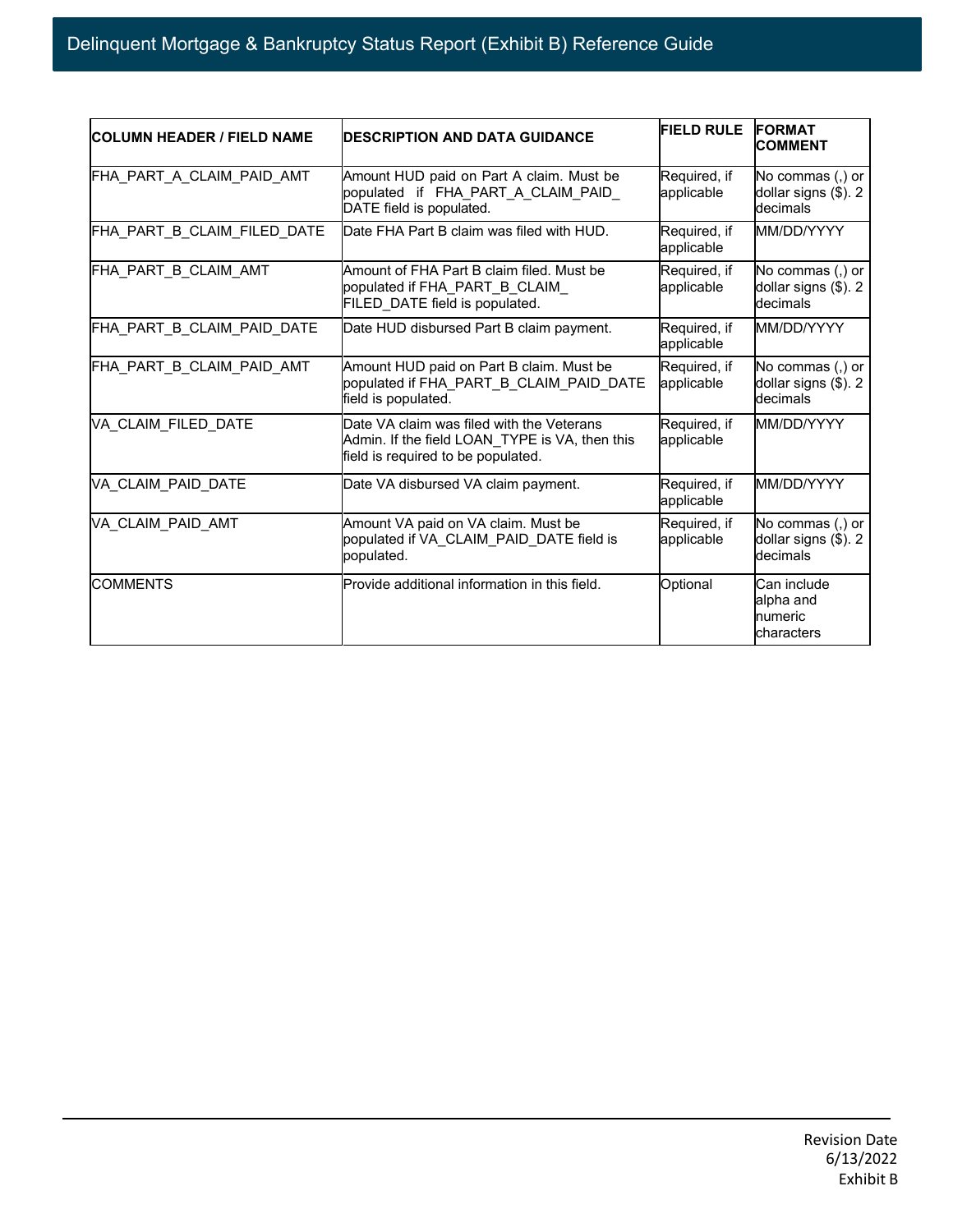| COLUMN HEADER / FIELD NAME | DESCRIPTION AND DATA GUIDANCE | FIELD RULE | FORMAT COMMENT |
|---|---|---|---|
| FHA_PART_A_CLAIM_PAID_AMT | Amount HUD paid on Part A claim. Must be populated if FHA_PART_A_CLAIM_PAID_DATE field is populated. | Required, if applicable | No commas (,) or dollar signs ($). 2 decimals |
| FHA_PART_B_CLAIM_FILED_DATE | Date FHA Part B claim was filed with HUD. | Required, if applicable | MM/DD/YYYY |
| FHA_PART_B_CLAIM_AMT | Amount of FHA Part B claim filed. Must be populated if FHA_PART_B_CLAIM_FILED_DATE field is populated. | Required, if applicable | No commas (,) or dollar signs ($). 2 decimals |
| FHA_PART_B_CLAIM_PAID_DATE | Date HUD disbursed Part B claim payment. | Required, if applicable | MM/DD/YYYY |
| FHA_PART_B_CLAIM_PAID_AMT | Amount HUD paid on Part B claim. Must be populated if FHA_PART_B_CLAIM_PAID_DATE field is populated. | Required, if applicable | No commas (,) or dollar signs ($). 2 decimals |
| VA_CLAIM_FILED_DATE | Date VA claim was filed with the Veterans Admin. If the field LOAN_TYPE is VA, then this field is required to be populated. | Required, if applicable | MM/DD/YYYY |
| VA_CLAIM_PAID_DATE | Date VA disbursed VA claim payment. | Required, if applicable | MM/DD/YYYY |
| VA_CLAIM_PAID_AMT | Amount VA paid on VA claim. Must be populated if VA_CLAIM_PAID_DATE field is populated. | Required, if applicable | No commas (,) or dollar signs ($). 2 decimals |
| COMMENTS | Provide additional information in this field. | Optional | Can include alpha and numeric characters |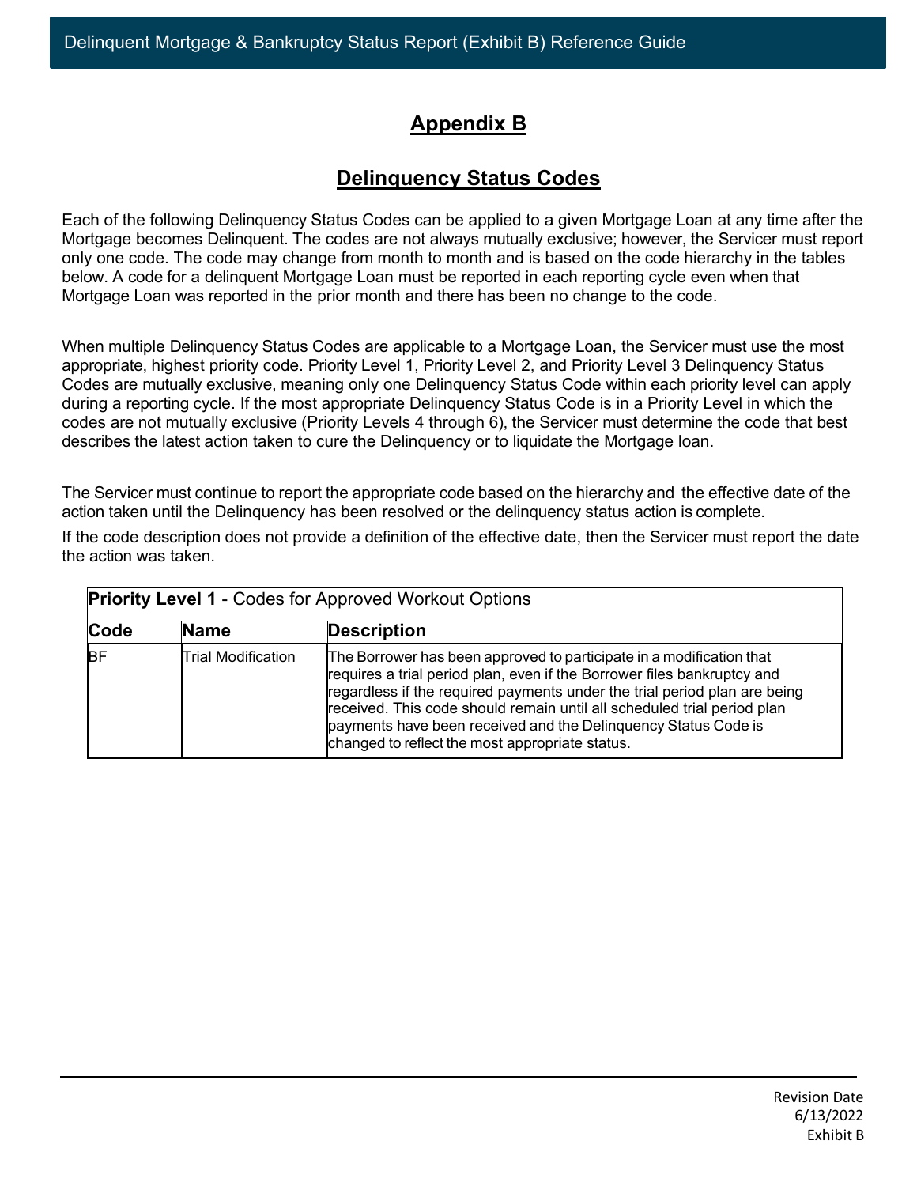# Appendix B

## Delinquency Status Codes

Each of the following Delinquency Status Codes can be applied to a given Mortgage Loan at any time after the Mortgage becomes Delinquent. The codes are not always mutually exclusive; however, the Servicer must report only one code. The code may change from month to month and is based on the code hierarchy in the tables below. A code for a delinquent Mortgage Loan must be reported in each reporting cycle even when that Mortgage Loan was reported in the prior month and there has been no change to the code.

When multiple Delinquency Status Codes are applicable to a Mortgage Loan, the Servicer must use the most appropriate, highest priority code. Priority Level 1, Priority Level 2, and Priority Level 3 Delinquency Status Codes are mutually exclusive, meaning only one Delinquency Status Code within each priority level can apply during a reporting cycle. If the most appropriate Delinquency Status Code is in a Priority Level in which the codes are not mutually exclusive (Priority Levels 4 through 6), the Servicer must determine the code that best describes the latest action taken to cure the Delinquency or to liquidate the Mortgage loan.

The Servicer must continue to report the appropriate code based on the hierarchy and the effective date of the action taken until the Delinquency has been resolved or the delinquency status action is complete.

If the code description does not provide a definition of the effective date, then the Servicer must report the date the action was taken.

| **Priority Level 1** - Codes for Approved Workout Options | | |
|---|---|---|
| **Code** | **Name** | **Description** |
| BF | Trial Modification | The Borrower has been approved to participate in a modification that requires a trial period plan, even if the Borrower files bankruptcy and regardless if the required payments under the trial period plan are being received. This code should remain until all scheduled trial period plan payments have been received and the Delinquency Status Code is changed to reflect the most appropriate status. |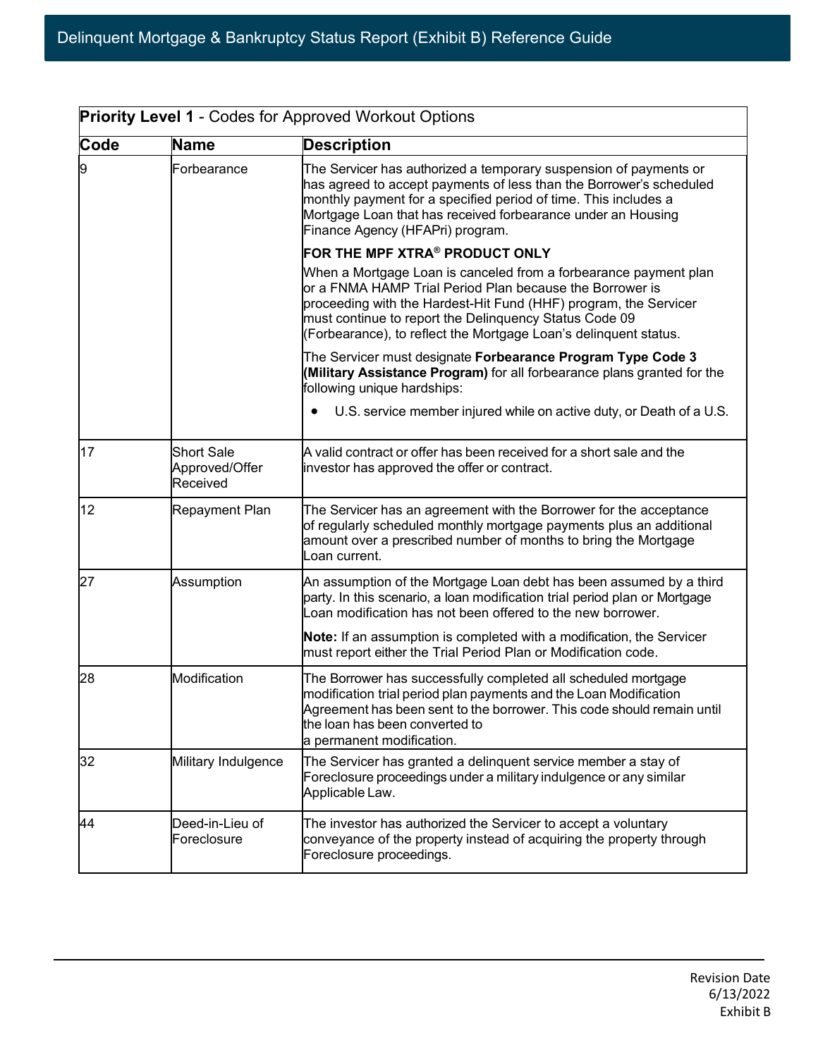| **Priority Level 1** - Codes for Approved Workout Options | | |
|---|---|---|
| **Code** | **Name** | **Description** |
| 9 | Forbearance | The Servicer has authorized a temporary suspension of payments or has agreed to accept payments of less than the Borrower's scheduled monthly payment for a specified period of time. This includes a Mortgage Loan that has received forbearance under an Housing Finance Agency (HFAPri) program.<br><br>**FOR THE MPF XTRA® PRODUCT ONLY**<br><br>When a Mortgage Loan is canceled from a forbearance payment plan or a FNMA HAMP Trial Period Plan because the Borrower is proceeding with the Hardest-Hit Fund (HHF) program, the Servicer must continue to report the Delinquency Status Code 09 (Forbearance), to reflect the Mortgage Loan's delinquent status.<br><br>The Servicer must designate **Forbearance Program Type Code 3 (Military Assistance Program)** for all forbearance plans granted for the following unique hardships:<br><br>• U.S. service member injured while on active duty, or Death of a U.S. |
| 17 | Short Sale Approved/Offer Received | A valid contract or offer has been received for a short sale and the investor has approved the offer or contract. |
| 12 | Repayment Plan | The Servicer has an agreement with the Borrower for the acceptance of regularly scheduled monthly mortgage payments plus an additional amount over a prescribed number of months to bring the Mortgage Loan current. |
| 27 | Assumption | An assumption of the Mortgage Loan debt has been assumed by a third party. In this scenario, a loan modification trial period plan or Mortgage Loan modification has not been offered to the new borrower.<br><br>**Note:** If an assumption is completed with a modification, the Servicer must report either the Trial Period Plan or Modification code. |
| 28 | Modification | The Borrower has successfully completed all scheduled mortgage modification trial period plan payments and the Loan Modification Agreement has been sent to the borrower. This code should remain until the loan has been converted to a permanent modification. |
| 32 | Military Indulgence | The Servicer has granted a delinquent service member a stay of Foreclosure proceedings under a military indulgence or any similar Applicable Law. |
| 44 | Deed-in-Lieu of Foreclosure | The investor has authorized the Servicer to accept a voluntary conveyance of the property instead of acquiring the property through Foreclosure proceedings. |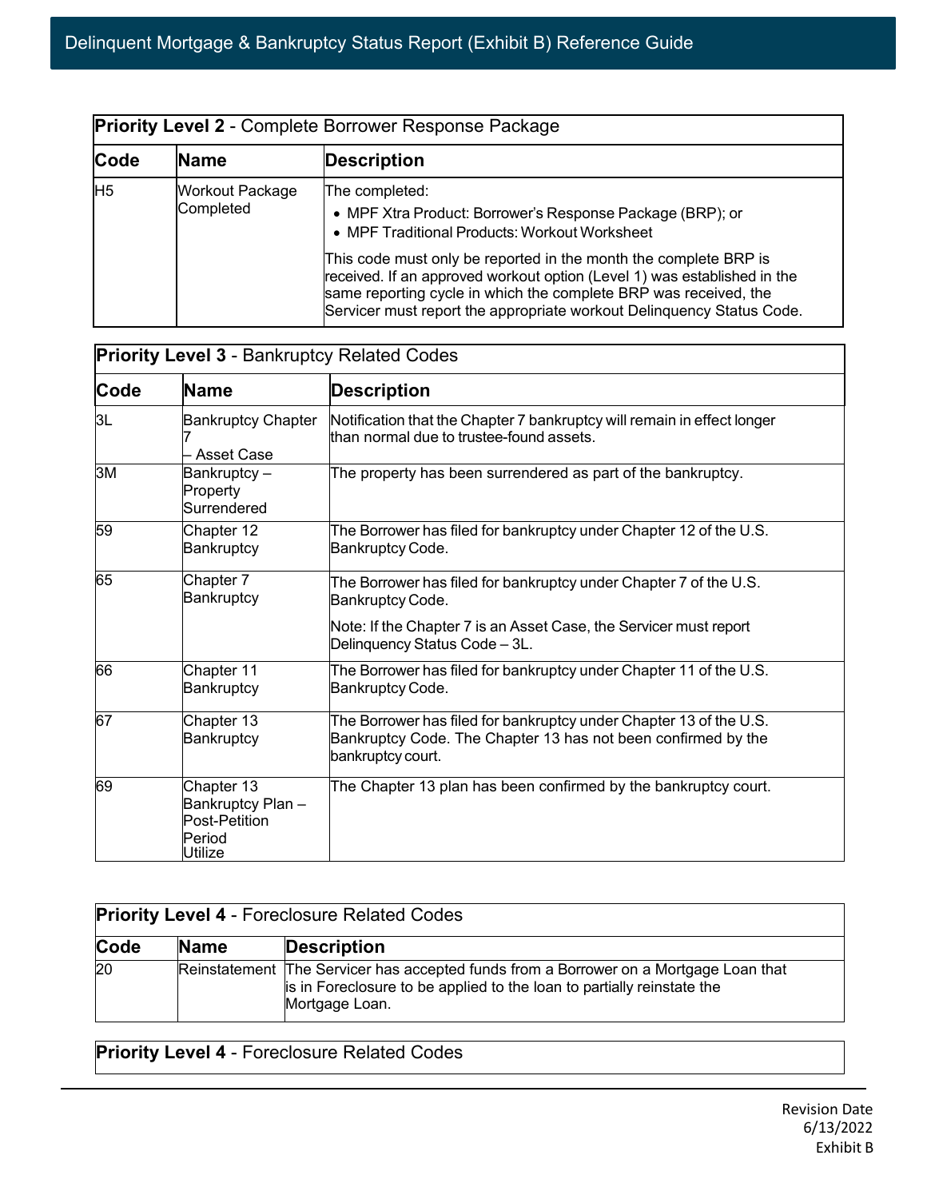| **Priority Level 2** - Complete Borrower Response Package | | |
|---|---|---|
| **Code** | **Name** | **Description** |
| H5 | Workout Package Completed | The completed:<br>• MPF Xtra Product: Borrower's Response Package (BRP); or<br>• MPF Traditional Products: Workout Worksheet<br><br>This code must only be reported in the month the complete BRP is received. If an approved workout option (Level 1) was established in the same reporting cycle in which the complete BRP was received, the Servicer must report the appropriate workout Delinquency Status Code. |

| **Priority Level 3** - Bankruptcy Related Codes | | |
|---|---|---|
| **Code** | **Name** | **Description** |
| 3L | Bankruptcy Chapter 7 – Asset Case | Notification that the Chapter 7 bankruptcy will remain in effect longer than normal due to trustee-found assets. |
| 3M | Bankruptcy – Property Surrendered | The property has been surrendered as part of the bankruptcy. |
| 59 | Chapter 12 Bankruptcy | The Borrower has filed for bankruptcy under Chapter 12 of the U.S. Bankruptcy Code. |
| 65 | Chapter 7 Bankruptcy | The Borrower has filed for bankruptcy under Chapter 7 of the U.S. Bankruptcy Code.<br><br>Note: If the Chapter 7 is an Asset Case, the Servicer must report Delinquency Status Code – 3L. |
| 66 | Chapter 11 Bankruptcy | The Borrower has filed for bankruptcy under Chapter 11 of the U.S. Bankruptcy Code. |
| 67 | Chapter 13 Bankruptcy | The Borrower has filed for bankruptcy under Chapter 13 of the U.S. Bankruptcy Code. The Chapter 13 has not been confirmed by the bankruptcy court. |
| 69 | Chapter 13 Bankruptcy Plan – Post-Petition Period Utilize | The Chapter 13 plan has been confirmed by the bankruptcy court. |

| **Priority Level 4** - Foreclosure Related Codes | | |
|---|---|---|
| **Code** | **Name** | **Description** |
| 20 | Reinstatement | The Servicer has accepted funds from a Borrower on a Mortgage Loan that is in Foreclosure to be applied to the loan to partially reinstate the Mortgage Loan. |

| **Priority Level 4** - Foreclosure Related Codes |
|---|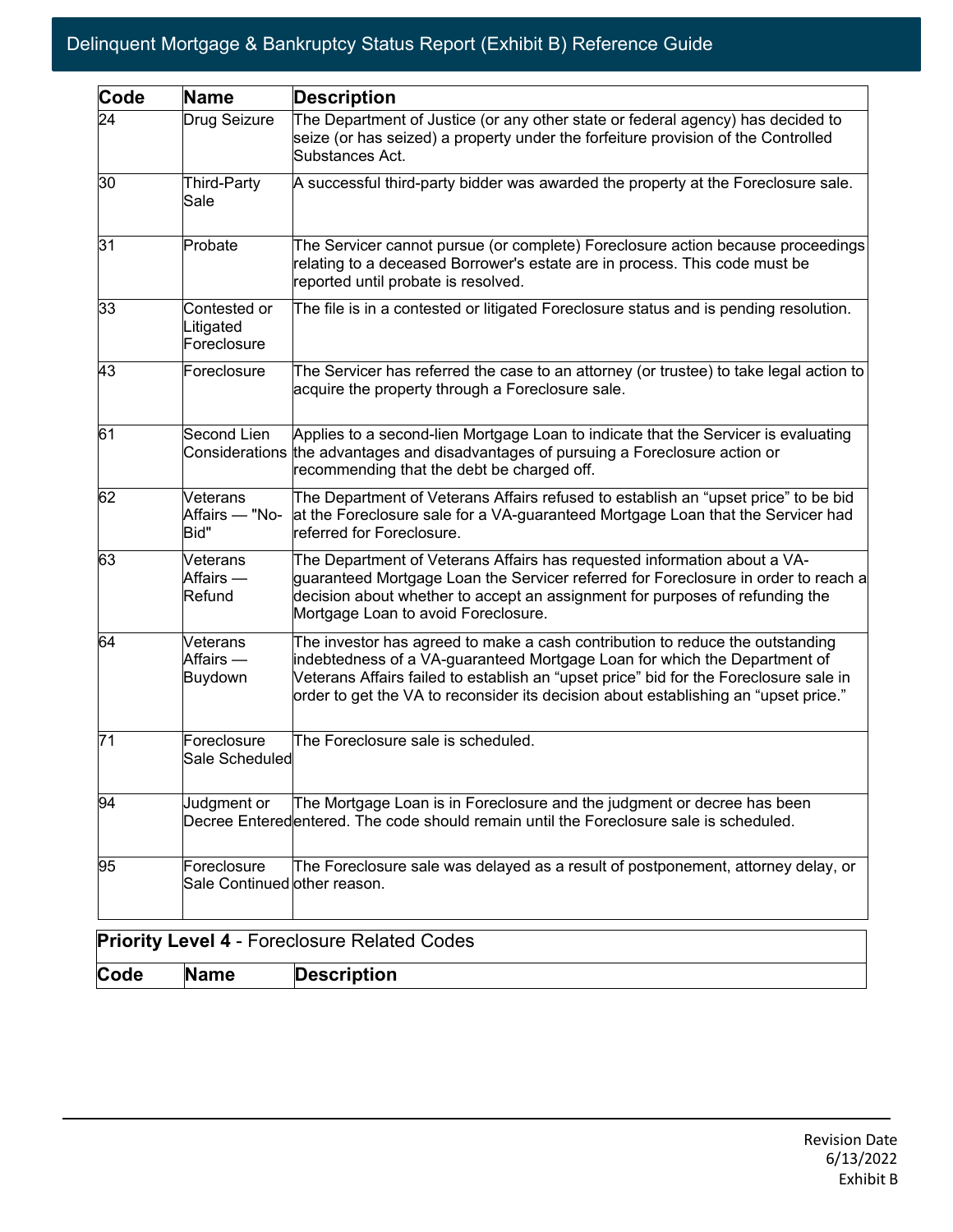| Code | Name | Description |
|---|---|---|
| 24 | Drug Seizure | The Department of Justice (or any other state or federal agency) has decided to seize (or has seized) a property under the forfeiture provision of the Controlled Substances Act. |
| 30 | Third-Party Sale | A successful third-party bidder was awarded the property at the Foreclosure sale. |
| 31 | Probate | The Servicer cannot pursue (or complete) Foreclosure action because proceedings relating to a deceased Borrower's estate are in process. This code must be reported until probate is resolved. |
| 33 | Contested or Litigated Foreclosure | The file is in a contested or litigated Foreclosure status and is pending resolution. |
| 43 | Foreclosure | The Servicer has referred the case to an attorney (or trustee) to take legal action to acquire the property through a Foreclosure sale. |
| 61 | Second Lien Considerations | Applies to a second-lien Mortgage Loan to indicate that the Servicer is evaluating the advantages and disadvantages of pursuing a Foreclosure action or recommending that the debt be charged off. |
| 62 | Veterans Affairs — "No-Bid" | The Department of Veterans Affairs refused to establish an "upset price" to be bid at the Foreclosure sale for a VA-guaranteed Mortgage Loan that the Servicer had referred for Foreclosure. |
| 63 | Veterans Affairs — Refund | The Department of Veterans Affairs has requested information about a VA-guaranteed Mortgage Loan the Servicer referred for Foreclosure in order to reach a decision about whether to accept an assignment for purposes of refunding the Mortgage Loan to avoid Foreclosure. |
| 64 | Veterans Affairs — Buydown | The investor has agreed to make a cash contribution to reduce the outstanding indebtedness of a VA-guaranteed Mortgage Loan for which the Department of Veterans Affairs failed to establish an "upset price" bid for the Foreclosure sale in order to get the VA to reconsider its decision about establishing an "upset price." |
| 71 | Foreclosure Sale Scheduled | The Foreclosure sale is scheduled. |
| 94 | Judgment or Decree Entered | The Mortgage Loan is in Foreclosure and the judgment or decree has been entered. The code should remain until the Foreclosure sale is scheduled. |
| 95 | Foreclosure Sale Continued | The Foreclosure sale was delayed as a result of postponement, attorney delay, or other reason. |

**Priority Level 4** - Foreclosure Related Codes

| Code | Name | Description |
|---|---|---|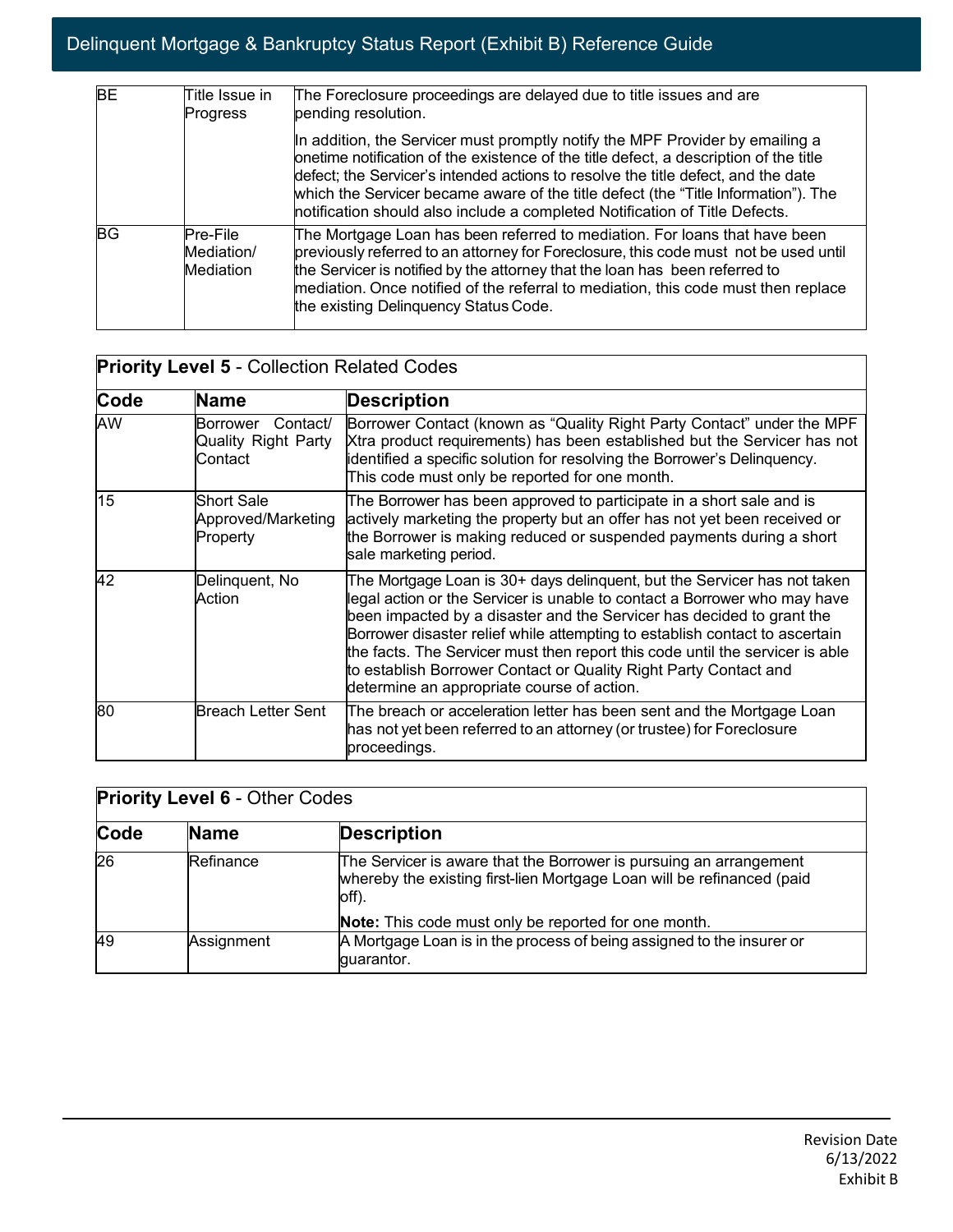| | | |
|---|---|---|
| BE | Title Issue in Progress | The Foreclosure proceedings are delayed due to title issues and are pending resolution.<br><br>In addition, the Servicer must promptly notify the MPF Provider by emailing a onetime notification of the existence of the title defect, a description of the title defect; the Servicer's intended actions to resolve the title defect, and the date which the Servicer became aware of the title defect (the "Title Information"). The notification should also include a completed Notification of Title Defects. |
| BG | Pre-File Mediation/ Mediation | The Mortgage Loan has been referred to mediation. For loans that have been previously referred to an attorney for Foreclosure, this code must not be used until the Servicer is notified by the attorney that the loan has been referred to mediation. Once notified of the referral to mediation, this code must then replace the existing Delinquency Status Code. |

**Priority Level 5** - Collection Related Codes

| Code | Name | Description |
|---|---|---|
| AW | Borrower Contact/ Quality Right Party Contact | Borrower Contact (known as "Quality Right Party Contact" under the MPF Xtra product requirements) has been established but the Servicer has not identified a specific solution for resolving the Borrower's Delinquency. This code must only be reported for one month. |
| 15 | Short Sale Approved/Marketing Property | The Borrower has been approved to participate in a short sale and is actively marketing the property but an offer has not yet been received or the Borrower is making reduced or suspended payments during a short sale marketing period. |
| 42 | Delinquent, No Action | The Mortgage Loan is 30+ days delinquent, but the Servicer has not taken legal action or the Servicer is unable to contact a Borrower who may have been impacted by a disaster and the Servicer has decided to grant the Borrower disaster relief while attempting to establish contact to ascertain the facts. The Servicer must then report this code until the servicer is able to establish Borrower Contact or Quality Right Party Contact and determine an appropriate course of action. |
| 80 | Breach Letter Sent | The breach or acceleration letter has been sent and the Mortgage Loan has not yet been referred to an attorney (or trustee) for Foreclosure proceedings. |

**Priority Level 6** - Other Codes

| Code | Name | Description |
|---|---|---|
| 26 | Refinance | The Servicer is aware that the Borrower is pursuing an arrangement whereby the existing first-lien Mortgage Loan will be refinanced (paid off).<br><br>**Note:** This code must only be reported for one month. |
| 49 | Assignment | A Mortgage Loan is in the process of being assigned to the insurer or guarantor. |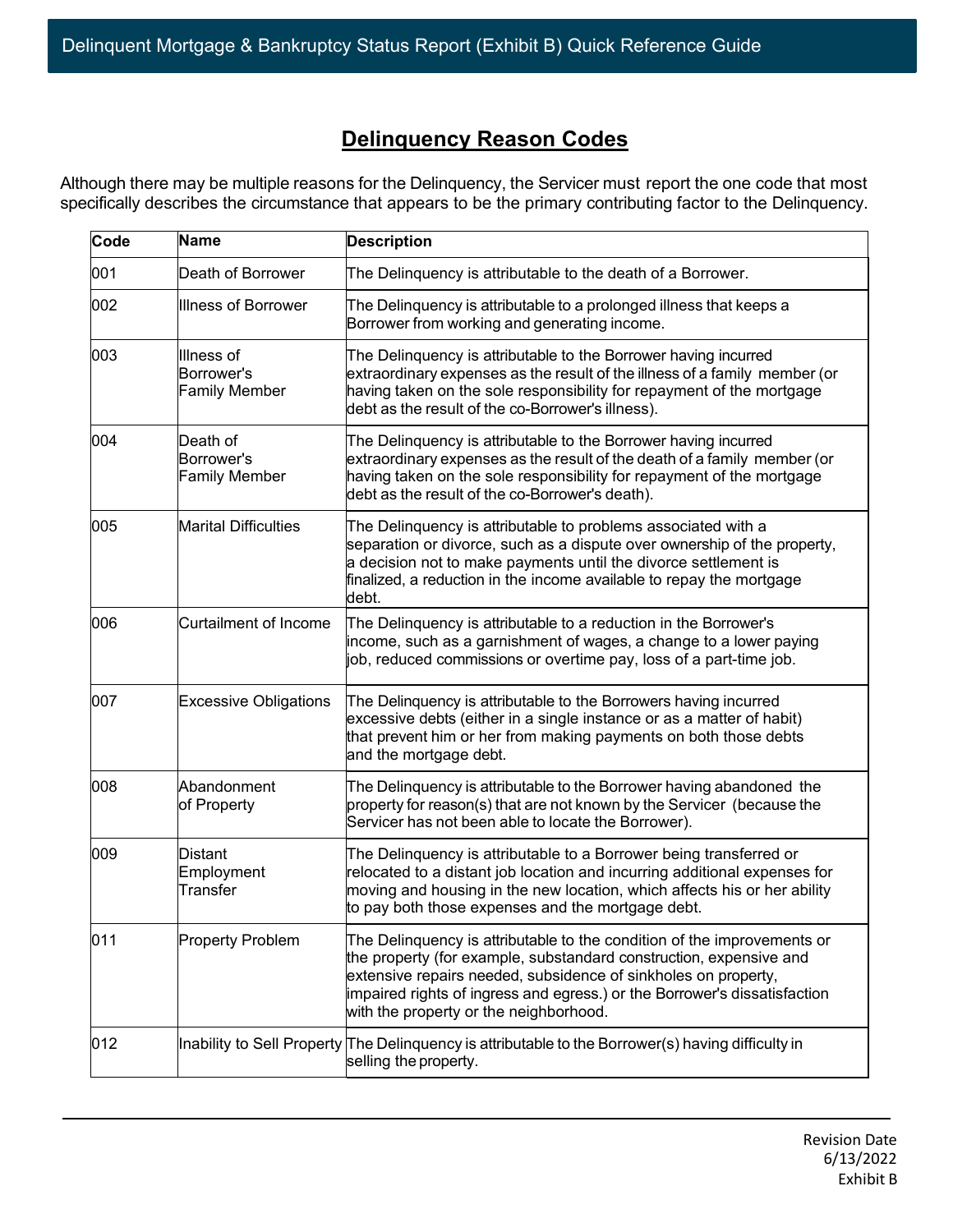## Delinquency Reason Codes

Although there may be multiple reasons for the Delinquency, the Servicer must report the one code that most specifically describes the circumstance that appears to be the primary contributing factor to the Delinquency.

| Code | Name | Description |
|---|---|---|
| 001 | Death of Borrower | The Delinquency is attributable to the death of a Borrower. |
| 002 | Illness of Borrower | The Delinquency is attributable to a prolonged illness that keeps a Borrower from working and generating income. |
| 003 | Illness of Borrower's Family Member | The Delinquency is attributable to the Borrower having incurred extraordinary expenses as the result of the illness of a family member (or having taken on the sole responsibility for repayment of the mortgage debt as the result of the co-Borrower's illness). |
| 004 | Death of Borrower's Family Member | The Delinquency is attributable to the Borrower having incurred extraordinary expenses as the result of the death of a family member (or having taken on the sole responsibility for repayment of the mortgage debt as the result of the co-Borrower's death). |
| 005 | Marital Difficulties | The Delinquency is attributable to problems associated with a separation or divorce, such as a dispute over ownership of the property, a decision not to make payments until the divorce settlement is finalized, a reduction in the income available to repay the mortgage debt. |
| 006 | Curtailment of Income | The Delinquency is attributable to a reduction in the Borrower's income, such as a garnishment of wages, a change to a lower paying job, reduced commissions or overtime pay, loss of a part-time job. |
| 007 | Excessive Obligations | The Delinquency is attributable to the Borrowers having incurred excessive debts (either in a single instance or as a matter of habit) that prevent him or her from making payments on both those debts and the mortgage debt. |
| 008 | Abandonment of Property | The Delinquency is attributable to the Borrower having abandoned the property for reason(s) that are not known by the Servicer (because the Servicer has not been able to locate the Borrower). |
| 009 | Distant Employment Transfer | The Delinquency is attributable to a Borrower being transferred or relocated to a distant job location and incurring additional expenses for moving and housing in the new location, which affects his or her ability to pay both those expenses and the mortgage debt. |
| 011 | Property Problem | The Delinquency is attributable to the condition of the improvements or the property (for example, substandard construction, expensive and extensive repairs needed, subsidence of sinkholes on property, impaired rights of ingress and egress.) or the Borrower's dissatisfaction with the property or the neighborhood. |
| 012 | Inability to Sell Property | The Delinquency is attributable to the Borrower(s) having difficulty in selling the property. |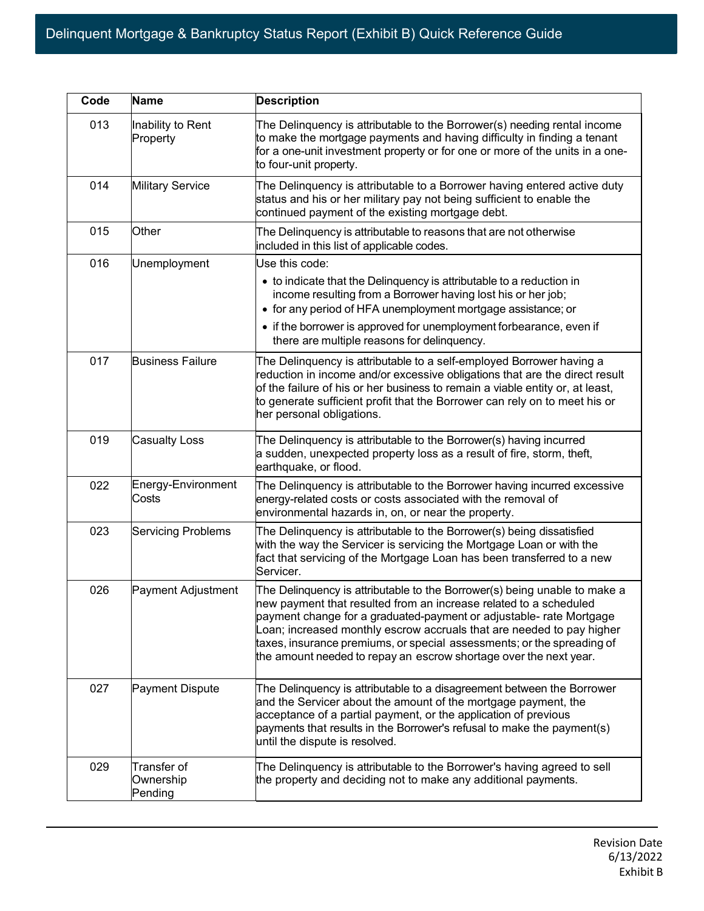| Code | Name | Description |
|---|---|---|
| 013 | Inability to Rent Property | The Delinquency is attributable to the Borrower(s) needing rental income to make the mortgage payments and having difficulty in finding a tenant for a one-unit investment property or for one or more of the units in a one- to four-unit property. |
| 014 | Military Service | The Delinquency is attributable to a Borrower having entered active duty status and his or her military pay not being sufficient to enable the continued payment of the existing mortgage debt. |
| 015 | Other | The Delinquency is attributable to reasons that are not otherwise included in this list of applicable codes. |
| 016 | Unemployment | Use this code: <br>• to indicate that the Delinquency is attributable to a reduction in income resulting from a Borrower having lost his or her job; <br>• for any period of HFA unemployment mortgage assistance; or <br>• if the borrower is approved for unemployment forbearance, even if there are multiple reasons for delinquency. |
| 017 | Business Failure | The Delinquency is attributable to a self-employed Borrower having a reduction in income and/or excessive obligations that are the direct result of the failure of his or her business to remain a viable entity or, at least, to generate sufficient profit that the Borrower can rely on to meet his or her personal obligations. |
| 019 | Casualty Loss | The Delinquency is attributable to the Borrower(s) having incurred a sudden, unexpected property loss as a result of fire, storm, theft, earthquake, or flood. |
| 022 | Energy-Environment Costs | The Delinquency is attributable to the Borrower having incurred excessive energy-related costs or costs associated with the removal of environmental hazards in, on, or near the property. |
| 023 | Servicing Problems | The Delinquency is attributable to the Borrower(s) being dissatisfied with the way the Servicer is servicing the Mortgage Loan or with the fact that servicing of the Mortgage Loan has been transferred to a new Servicer. |
| 026 | Payment Adjustment | The Delinquency is attributable to the Borrower(s) being unable to make a new payment that resulted from an increase related to a scheduled payment change for a graduated-payment or adjustable- rate Mortgage Loan; increased monthly escrow accruals that are needed to pay higher taxes, insurance premiums, or special assessments; or the spreading of the amount needed to repay an escrow shortage over the next year. |
| 027 | Payment Dispute | The Delinquency is attributable to a disagreement between the Borrower and the Servicer about the amount of the mortgage payment, the acceptance of a partial payment, or the application of previous payments that results in the Borrower's refusal to make the payment(s) until the dispute is resolved. |
| 029 | Transfer of Ownership Pending | The Delinquency is attributable to the Borrower's having agreed to sell the property and deciding not to make any additional payments. |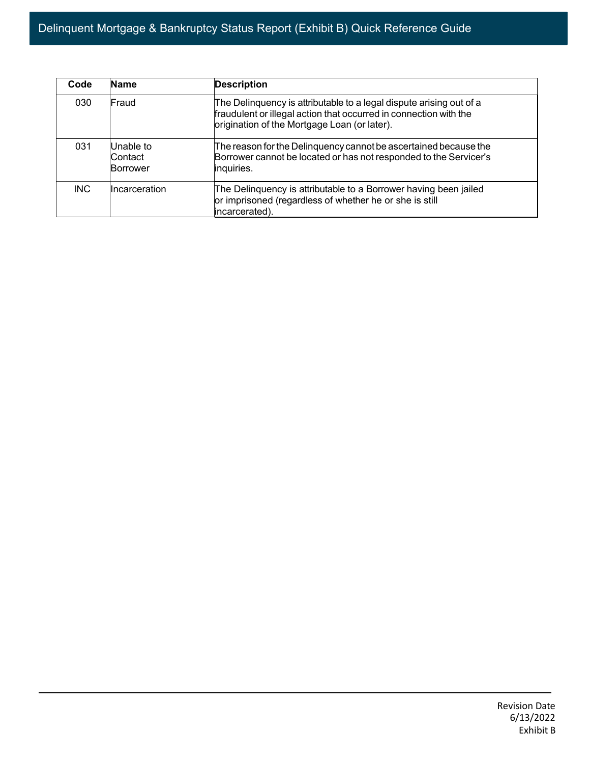| Code | Name | Description |
|---|---|---|
| 030 | Fraud | The Delinquency is attributable to a legal dispute arising out of a fraudulent or illegal action that occurred in connection with the origination of the Mortgage Loan (or later). |
| 031 | Unable to Contact Borrower | The reason for the Delinquency cannot be ascertained because the Borrower cannot be located or has not responded to the Servicer's inquiries. |
| INC | Incarceration | The Delinquency is attributable to a Borrower having been jailed or imprisoned (regardless of whether he or she is still incarcerated). |